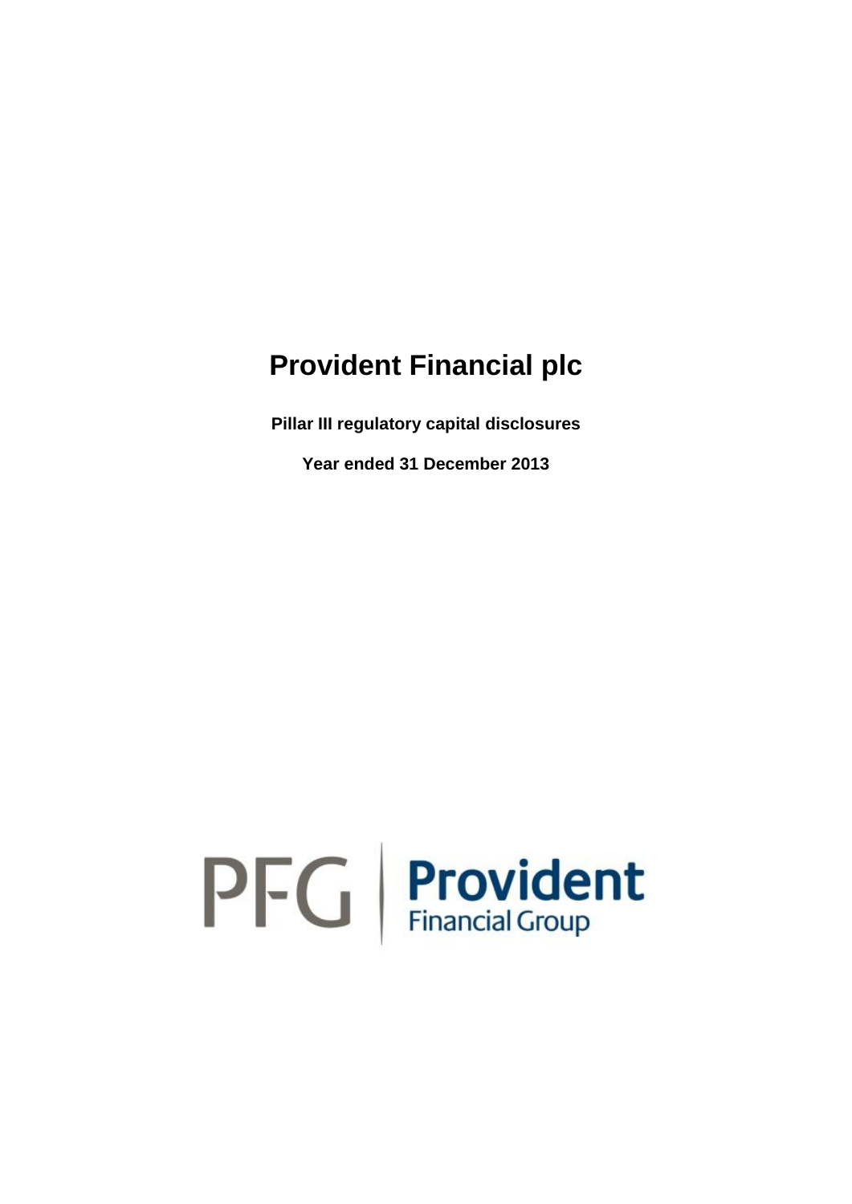# Provident Financial plc

**Pillar III regulatory capital disclosures**

**Year ended 31 December 2013**

PFG | Provident Financial Group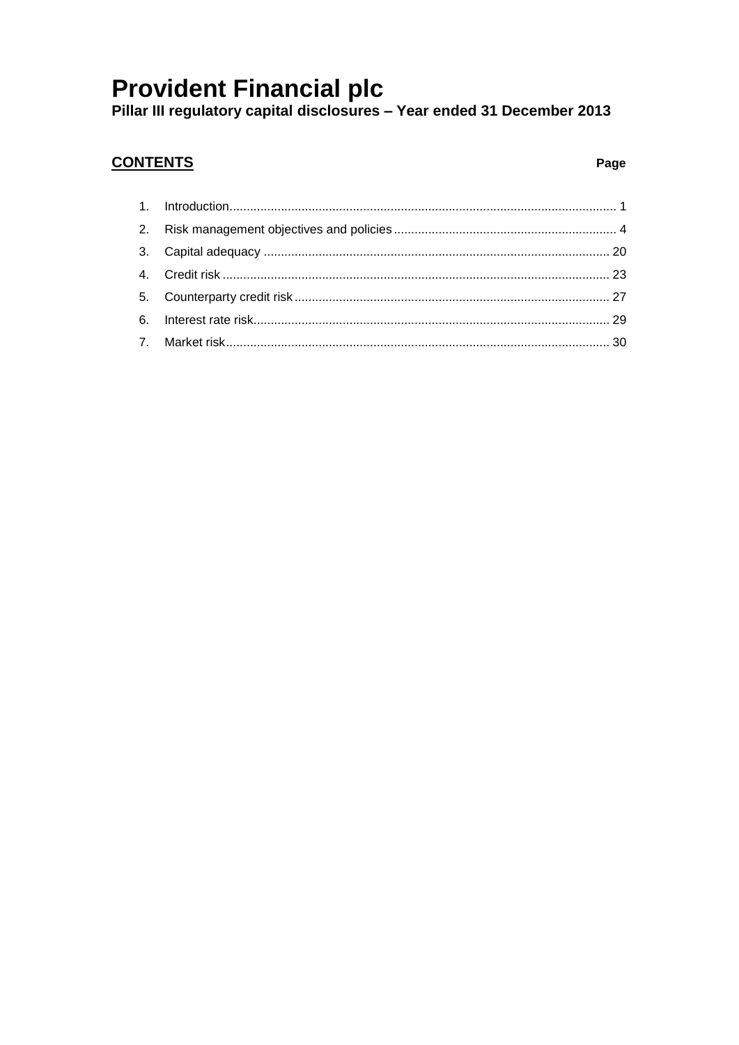# Provident Financial plc

**Pillar III regulatory capital disclosures – Year ended 31 December 2013**

## CONTENTS

| | | Page |
|---|---|---|
| 1. | Introduction | 1 |
| 2. | Risk management objectives and policies | 4 |
| 3. | Capital adequacy | 20 |
| 4. | Credit risk | 23 |
| 5. | Counterparty credit risk | 27 |
| 6. | Interest rate risk | 29 |
| 7. | Market risk | 30 |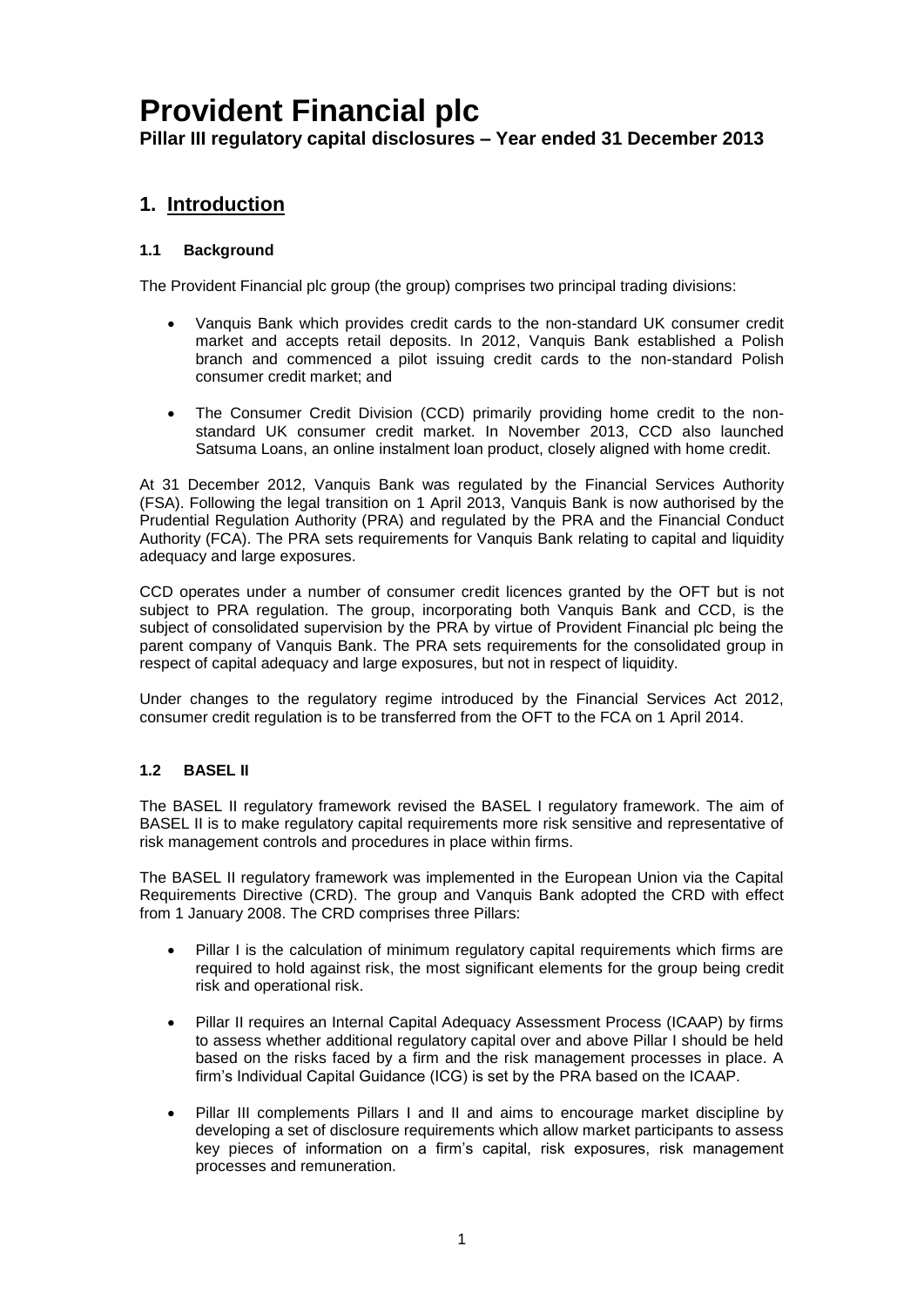# Provident Financial plc

**Pillar III regulatory capital disclosures – Year ended 31 December 2013**

## 1. Introduction

### 1.1 Background

The Provident Financial plc group (the group) comprises two principal trading divisions:

- Vanquis Bank which provides credit cards to the non-standard UK consumer credit market and accepts retail deposits. In 2012, Vanquis Bank established a Polish branch and commenced a pilot issuing credit cards to the non-standard Polish consumer credit market; and
- The Consumer Credit Division (CCD) primarily providing home credit to the non-standard UK consumer credit market. In November 2013, CCD also launched Satsuma Loans, an online instalment loan product, closely aligned with home credit.

At 31 December 2012, Vanquis Bank was regulated by the Financial Services Authority (FSA). Following the legal transition on 1 April 2013, Vanquis Bank is now authorised by the Prudential Regulation Authority (PRA) and regulated by the PRA and the Financial Conduct Authority (FCA). The PRA sets requirements for Vanquis Bank relating to capital and liquidity adequacy and large exposures.

CCD operates under a number of consumer credit licences granted by the OFT but is not subject to PRA regulation. The group, incorporating both Vanquis Bank and CCD, is the subject of consolidated supervision by the PRA by virtue of Provident Financial plc being the parent company of Vanquis Bank. The PRA sets requirements for the consolidated group in respect of capital adequacy and large exposures, but not in respect of liquidity.

Under changes to the regulatory regime introduced by the Financial Services Act 2012, consumer credit regulation is to be transferred from the OFT to the FCA on 1 April 2014.

### 1.2 BASEL II

The BASEL II regulatory framework revised the BASEL I regulatory framework. The aim of BASEL II is to make regulatory capital requirements more risk sensitive and representative of risk management controls and procedures in place within firms.

The BASEL II regulatory framework was implemented in the European Union via the Capital Requirements Directive (CRD). The group and Vanquis Bank adopted the CRD with effect from 1 January 2008. The CRD comprises three Pillars:

- Pillar I is the calculation of minimum regulatory capital requirements which firms are required to hold against risk, the most significant elements for the group being credit risk and operational risk.
- Pillar II requires an Internal Capital Adequacy Assessment Process (ICAAP) by firms to assess whether additional regulatory capital over and above Pillar I should be held based on the risks faced by a firm and the risk management processes in place. A firm's Individual Capital Guidance (ICG) is set by the PRA based on the ICAAP.
- Pillar III complements Pillars I and II and aims to encourage market discipline by developing a set of disclosure requirements which allow market participants to assess key pieces of information on a firm's capital, risk exposures, risk management processes and remuneration.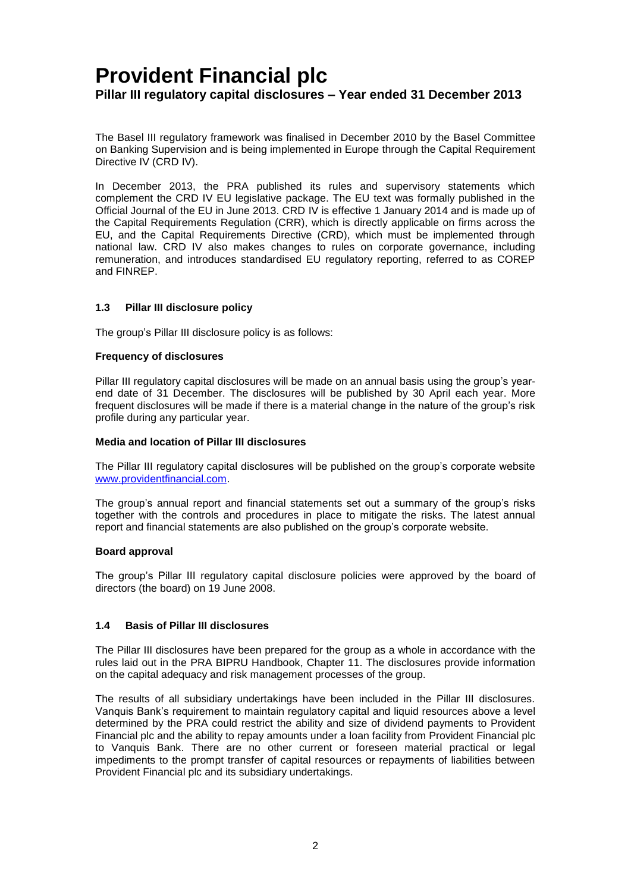The Basel III regulatory framework was finalised in December 2010 by the Basel Committee on Banking Supervision and is being implemented in Europe through the Capital Requirement Directive IV (CRD IV).

In December 2013, the PRA published its rules and supervisory statements which complement the CRD IV EU legislative package. The EU text was formally published in the Official Journal of the EU in June 2013. CRD IV is effective 1 January 2014 and is made up of the Capital Requirements Regulation (CRR), which is directly applicable on firms across the EU, and the Capital Requirements Directive (CRD), which must be implemented through national law. CRD IV also makes changes to rules on corporate governance, including remuneration, and introduces standardised EU regulatory reporting, referred to as COREP and FINREP.

### 1.3 Pillar III disclosure policy

The group's Pillar III disclosure policy is as follows:

**Frequency of disclosures**

Pillar III regulatory capital disclosures will be made on an annual basis using the group's year-end date of 31 December. The disclosures will be published by 30 April each year. More frequent disclosures will be made if there is a material change in the nature of the group's risk profile during any particular year.

**Media and location of Pillar III disclosures**

The Pillar III regulatory capital disclosures will be published on the group's corporate website [www.providentfinancial.com](www.providentfinancial.com).

The group's annual report and financial statements set out a summary of the group's risks together with the controls and procedures in place to mitigate the risks. The latest annual report and financial statements are also published on the group's corporate website.

**Board approval**

The group's Pillar III regulatory capital disclosure policies were approved by the board of directors (the board) on 19 June 2008.

### 1.4 Basis of Pillar III disclosures

The Pillar III disclosures have been prepared for the group as a whole in accordance with the rules laid out in the PRA BIPRU Handbook, Chapter 11. The disclosures provide information on the capital adequacy and risk management processes of the group.

The results of all subsidiary undertakings have been included in the Pillar III disclosures. Vanquis Bank's requirement to maintain regulatory capital and liquid resources above a level determined by the PRA could restrict the ability and size of dividend payments to Provident Financial plc and the ability to repay amounts under a loan facility from Provident Financial plc to Vanquis Bank. There are no other current or foreseen material practical or legal impediments to the prompt transfer of capital resources or repayments of liabilities between Provident Financial plc and its subsidiary undertakings.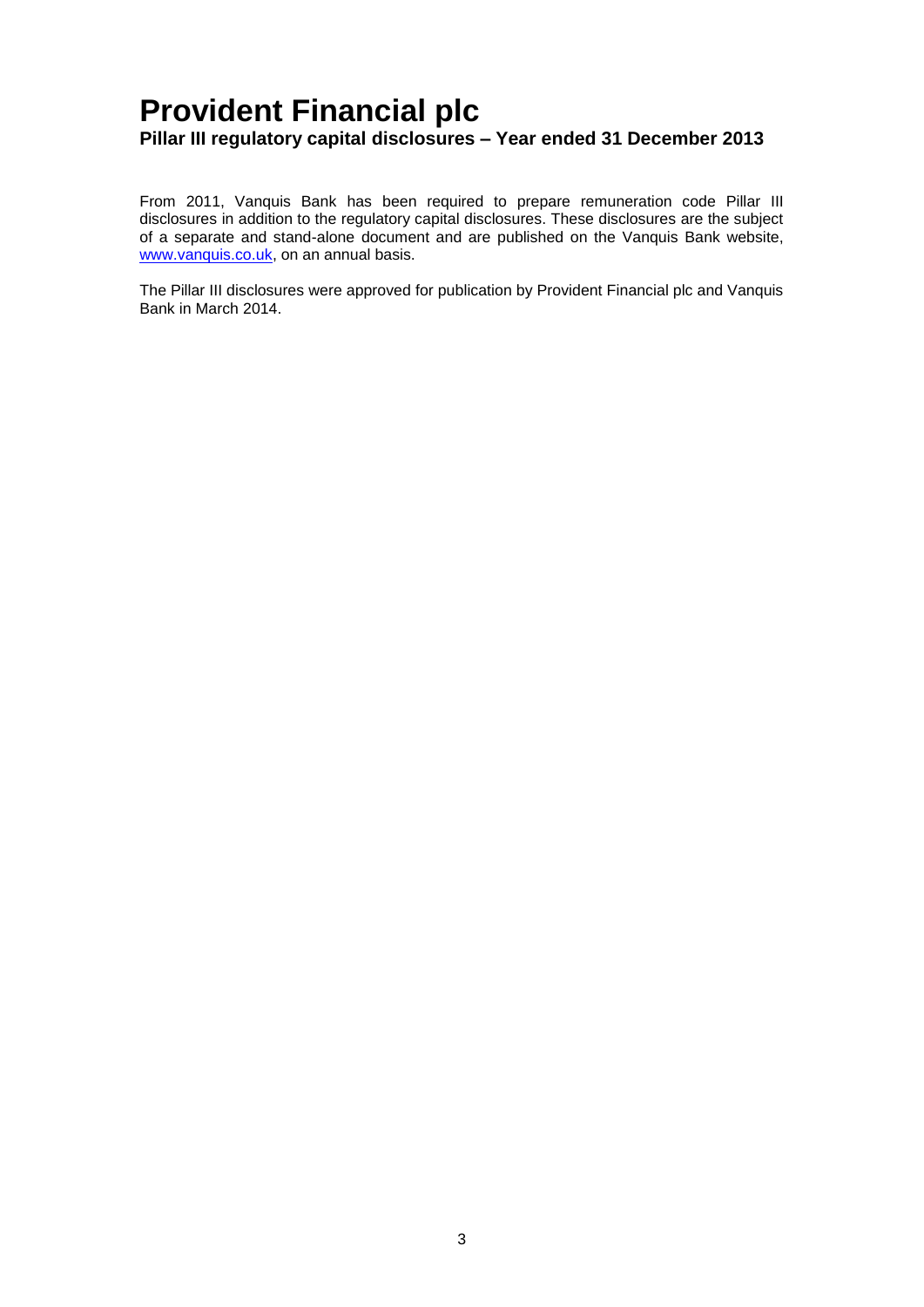# Provident Financial plc

**Pillar III regulatory capital disclosures – Year ended 31 December 2013**

From 2011, Vanquis Bank has been required to prepare remuneration code Pillar III disclosures in addition to the regulatory capital disclosures. These disclosures are the subject of a separate and stand-alone document and are published on the Vanquis Bank website, [www.vanquis.co.uk](http://www.vanquis.co.uk), on an annual basis.

The Pillar III disclosures were approved for publication by Provident Financial plc and Vanquis Bank in March 2014.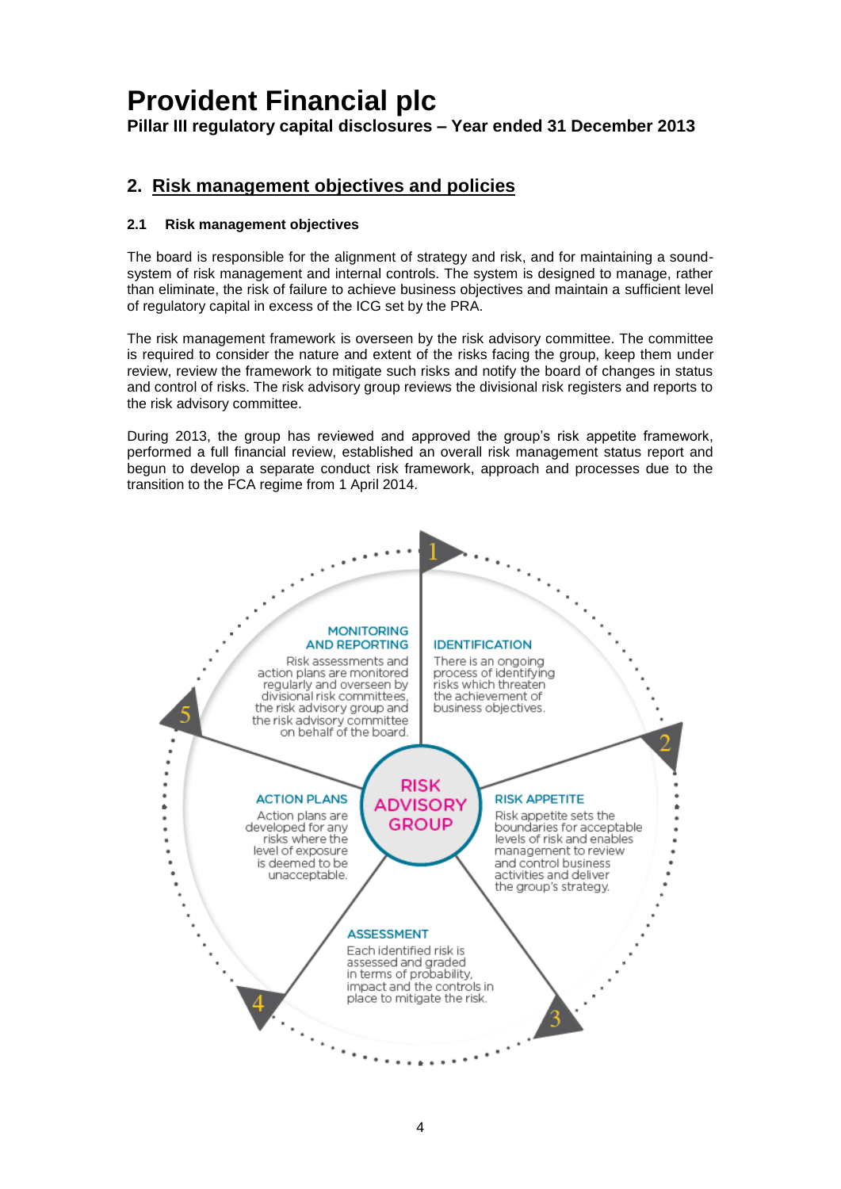## 2. Risk management objectives and policies

### 2.1 Risk management objectives

The board is responsible for the alignment of strategy and risk, and for maintaining a sound-system of risk management and internal controls. The system is designed to manage, rather than eliminate, the risk of failure to achieve business objectives and maintain a sufficient level of regulatory capital in excess of the ICG set by the PRA.

The risk management framework is overseen by the risk advisory committee. The committee is required to consider the nature and extent of the risks facing the group, keep them under review, review the framework to mitigate such risks and notify the board of changes in status and control of risks. The risk advisory group reviews the divisional risk registers and reports to the risk advisory committee.

During 2013, the group has reviewed and approved the group's risk appetite framework, performed a full financial review, established an overall risk management status report and begun to develop a separate conduct risk framework, approach and processes due to the transition to the FCA regime from 1 April 2014.

**RISK ADVISORY GROUP**

1. **IDENTIFICATION**
   There is an ongoing process of identifying risks which threaten the achievement of business objectives.

2. **RISK APPETITE**
   Risk appetite sets the boundaries for acceptable levels of risk and enables management to review and control business activities and deliver the group's strategy.

3. **ASSESSMENT**
   Each identified risk is assessed and graded in terms of probability, impact and the controls in place to mitigate the risk.

4. **ACTION PLANS**
   Action plans are developed for any risks where the level of exposure is deemed to be unacceptable.

5. **MONITORING AND REPORTING**
   Risk assessments and action plans are monitored regularly and overseen by divisional risk committees, the risk advisory group and the risk advisory committee on behalf of the board.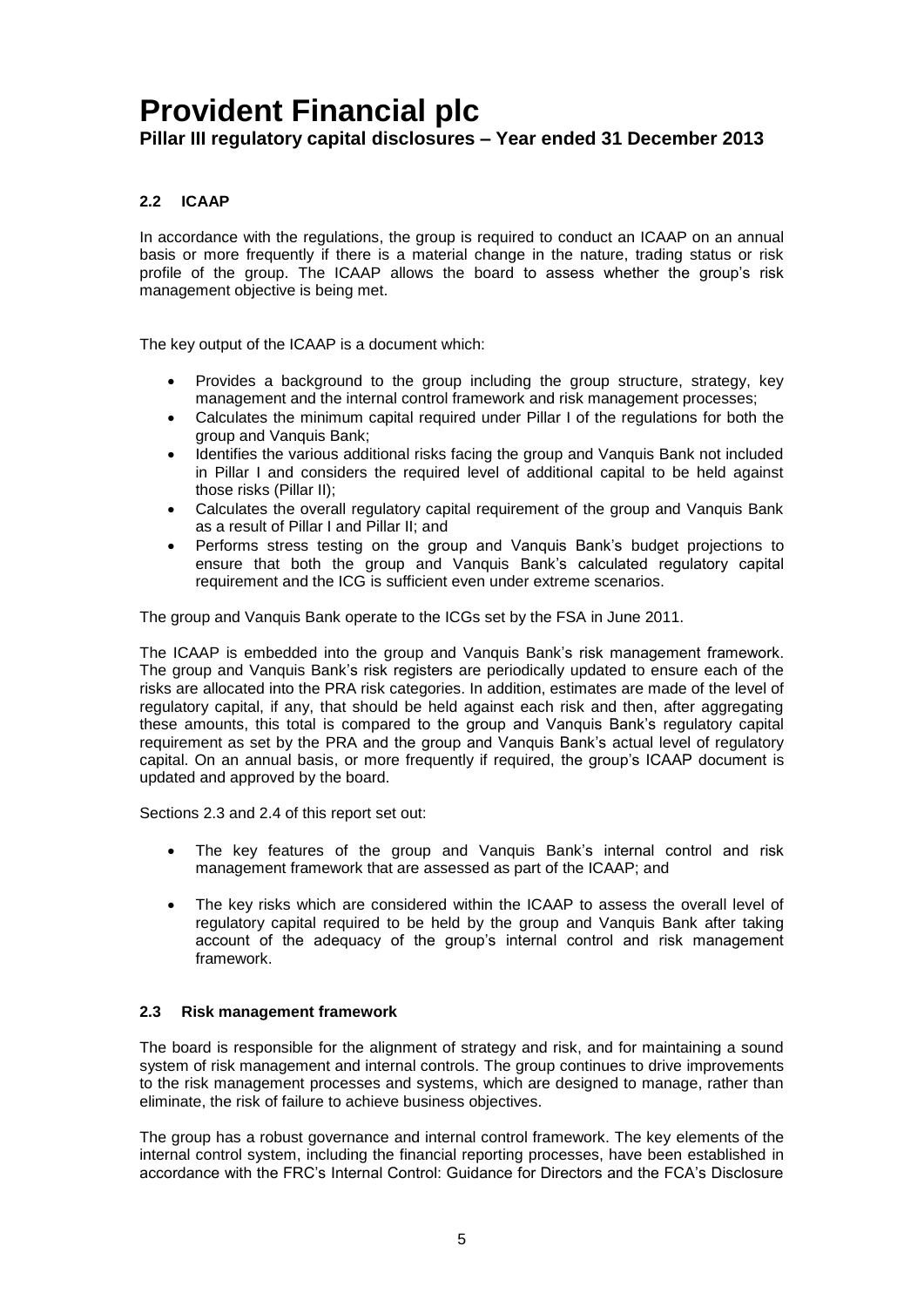### 2.2 ICAAP

In accordance with the regulations, the group is required to conduct an ICAAP on an annual basis or more frequently if there is a material change in the nature, trading status or risk profile of the group. The ICAAP allows the board to assess whether the group's risk management objective is being met.

The key output of the ICAAP is a document which:

- Provides a background to the group including the group structure, strategy, key management and the internal control framework and risk management processes;
- Calculates the minimum capital required under Pillar I of the regulations for both the group and Vanquis Bank;
- Identifies the various additional risks facing the group and Vanquis Bank not included in Pillar I and considers the required level of additional capital to be held against those risks (Pillar II);
- Calculates the overall regulatory capital requirement of the group and Vanquis Bank as a result of Pillar I and Pillar II; and
- Performs stress testing on the group and Vanquis Bank's budget projections to ensure that both the group and Vanquis Bank's calculated regulatory capital requirement and the ICG is sufficient even under extreme scenarios.

The group and Vanquis Bank operate to the ICGs set by the FSA in June 2011.

The ICAAP is embedded into the group and Vanquis Bank's risk management framework. The group and Vanquis Bank's risk registers are periodically updated to ensure each of the risks are allocated into the PRA risk categories. In addition, estimates are made of the level of regulatory capital, if any, that should be held against each risk and then, after aggregating these amounts, this total is compared to the group and Vanquis Bank's regulatory capital requirement as set by the PRA and the group and Vanquis Bank's actual level of regulatory capital. On an annual basis, or more frequently if required, the group's ICAAP document is updated and approved by the board.

Sections 2.3 and 2.4 of this report set out:

- The key features of the group and Vanquis Bank's internal control and risk management framework that are assessed as part of the ICAAP; and
- The key risks which are considered within the ICAAP to assess the overall level of regulatory capital required to be held by the group and Vanquis Bank after taking account of the adequacy of the group's internal control and risk management framework.

### 2.3 Risk management framework

The board is responsible for the alignment of strategy and risk, and for maintaining a sound system of risk management and internal controls. The group continues to drive improvements to the risk management processes and systems, which are designed to manage, rather than eliminate, the risk of failure to achieve business objectives.

The group has a robust governance and internal control framework. The key elements of the internal control system, including the financial reporting processes, have been established in accordance with the FRC's Internal Control: Guidance for Directors and the FCA's Disclosure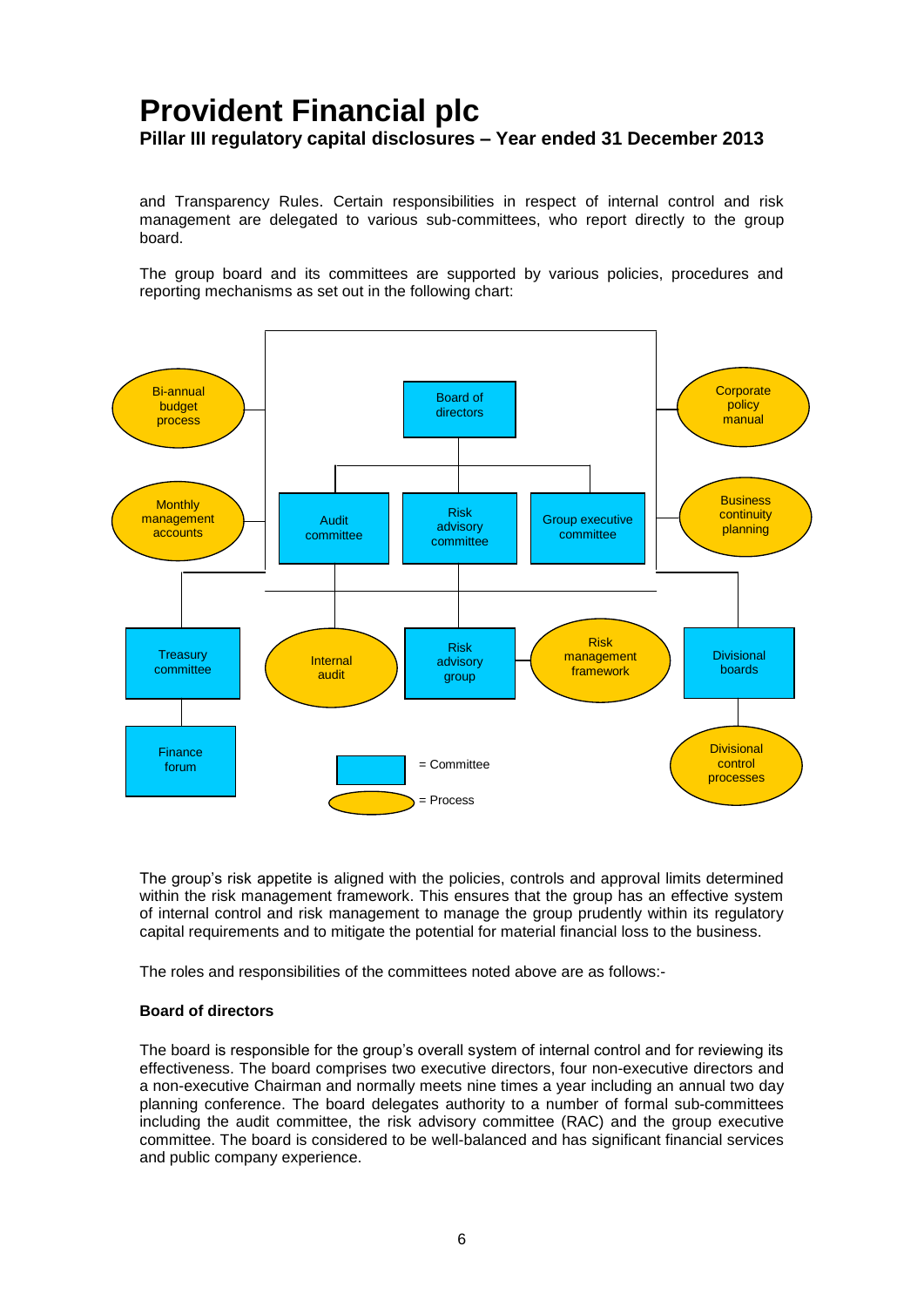and Transparency Rules. Certain responsibilities in respect of internal control and risk management are delegated to various sub-committees, who report directly to the group board.

The group board and its committees are supported by various policies, procedures and reporting mechanisms as set out in the following chart:

The group's risk appetite is aligned with the policies, controls and approval limits determined within the risk management framework. This ensures that the group has an effective system of internal control and risk management to manage the group prudently within its regulatory capital requirements and to mitigate the potential for material financial loss to the business.

The roles and responsibilities of the committees noted above are as follows:-

**Board of directors**

The board is responsible for the group's overall system of internal control and for reviewing its effectiveness. The board comprises two executive directors, four non-executive directors and a non-executive Chairman and normally meets nine times a year including an annual two day planning conference. The board delegates authority to a number of formal sub-committees including the audit committee, the risk advisory committee (RAC) and the group executive committee. The board is considered to be well-balanced and has significant financial services and public company experience.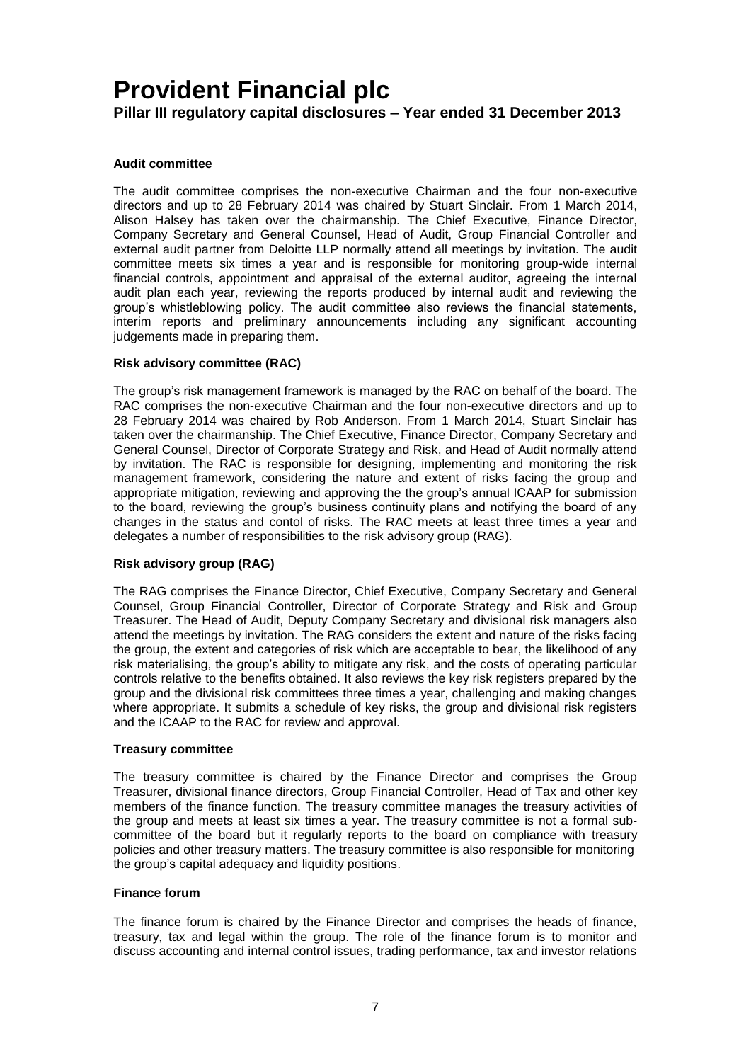**Audit committee**

The audit committee comprises the non-executive Chairman and the four non-executive directors and up to 28 February 2014 was chaired by Stuart Sinclair. From 1 March 2014, Alison Halsey has taken over the chairmanship. The Chief Executive, Finance Director, Company Secretary and General Counsel, Head of Audit, Group Financial Controller and external audit partner from Deloitte LLP normally attend all meetings by invitation. The audit committee meets six times a year and is responsible for monitoring group-wide internal financial controls, appointment and appraisal of the external auditor, agreeing the internal audit plan each year, reviewing the reports produced by internal audit and reviewing the group's whistleblowing policy. The audit committee also reviews the financial statements, interim reports and preliminary announcements including any significant accounting judgements made in preparing them.

**Risk advisory committee (RAC)**

The group's risk management framework is managed by the RAC on behalf of the board. The RAC comprises the non-executive Chairman and the four non-executive directors and up to 28 February 2014 was chaired by Rob Anderson. From 1 March 2014, Stuart Sinclair has taken over the chairmanship. The Chief Executive, Finance Director, Company Secretary and General Counsel, Director of Corporate Strategy and Risk, and Head of Audit normally attend by invitation. The RAC is responsible for designing, implementing and monitoring the risk management framework, considering the nature and extent of risks facing the group and appropriate mitigation, reviewing and approving the the group's annual ICAAP for submission to the board, reviewing the group's business continuity plans and notifying the board of any changes in the status and contol of risks. The RAC meets at least three times a year and delegates a number of responsibilities to the risk advisory group (RAG).

**Risk advisory group (RAG)**

The RAG comprises the Finance Director, Chief Executive, Company Secretary and General Counsel, Group Financial Controller, Director of Corporate Strategy and Risk and Group Treasurer. The Head of Audit, Deputy Company Secretary and divisional risk managers also attend the meetings by invitation. The RAG considers the extent and nature of the risks facing the group, the extent and categories of risk which are acceptable to bear, the likelihood of any risk materialising, the group's ability to mitigate any risk, and the costs of operating particular controls relative to the benefits obtained. It also reviews the key risk registers prepared by the group and the divisional risk committees three times a year, challenging and making changes where appropriate. It submits a schedule of key risks, the group and divisional risk registers and the ICAAP to the RAC for review and approval.

**Treasury committee**

The treasury committee is chaired by the Finance Director and comprises the Group Treasurer, divisional finance directors, Group Financial Controller, Head of Tax and other key members of the finance function. The treasury committee manages the treasury activities of the group and meets at least six times a year. The treasury committee is not a formal sub-committee of the board but it regularly reports to the board on compliance with treasury policies and other treasury matters. The treasury committee is also responsible for monitoring the group's capital adequacy and liquidity positions.

**Finance forum**

The finance forum is chaired by the Finance Director and comprises the heads of finance, treasury, tax and legal within the group. The role of the finance forum is to monitor and discuss accounting and internal control issues, trading performance, tax and investor relations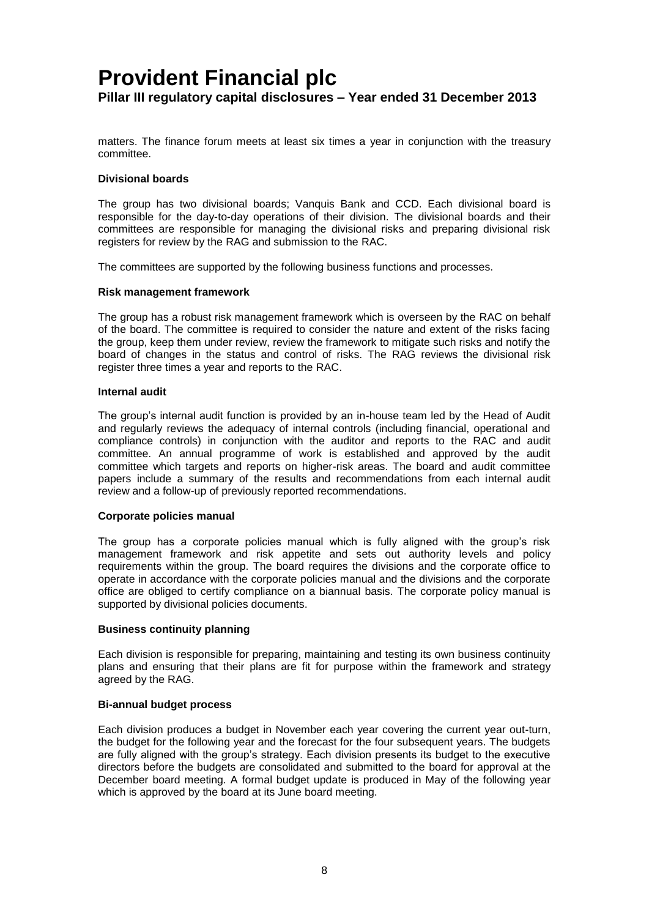matters. The finance forum meets at least six times a year in conjunction with the treasury committee.

**Divisional boards**

The group has two divisional boards; Vanquis Bank and CCD. Each divisional board is responsible for the day-to-day operations of their division. The divisional boards and their committees are responsible for managing the divisional risks and preparing divisional risk registers for review by the RAG and submission to the RAC.

The committees are supported by the following business functions and processes.

**Risk management framework**

The group has a robust risk management framework which is overseen by the RAC on behalf of the board. The committee is required to consider the nature and extent of the risks facing the group, keep them under review, review the framework to mitigate such risks and notify the board of changes in the status and control of risks. The RAG reviews the divisional risk register three times a year and reports to the RAC.

**Internal audit**

The group's internal audit function is provided by an in-house team led by the Head of Audit and regularly reviews the adequacy of internal controls (including financial, operational and compliance controls) in conjunction with the auditor and reports to the RAC and audit committee. An annual programme of work is established and approved by the audit committee which targets and reports on higher-risk areas. The board and audit committee papers include a summary of the results and recommendations from each internal audit review and a follow-up of previously reported recommendations.

**Corporate policies manual**

The group has a corporate policies manual which is fully aligned with the group's risk management framework and risk appetite and sets out authority levels and policy requirements within the group. The board requires the divisions and the corporate office to operate in accordance with the corporate policies manual and the divisions and the corporate office are obliged to certify compliance on a biannual basis. The corporate policy manual is supported by divisional policies documents.

**Business continuity planning**

Each division is responsible for preparing, maintaining and testing its own business continuity plans and ensuring that their plans are fit for purpose within the framework and strategy agreed by the RAG.

**Bi-annual budget process**

Each division produces a budget in November each year covering the current year out-turn, the budget for the following year and the forecast for the four subsequent years. The budgets are fully aligned with the group's strategy. Each division presents its budget to the executive directors before the budgets are consolidated and submitted to the board for approval at the December board meeting. A formal budget update is produced in May of the following year which is approved by the board at its June board meeting.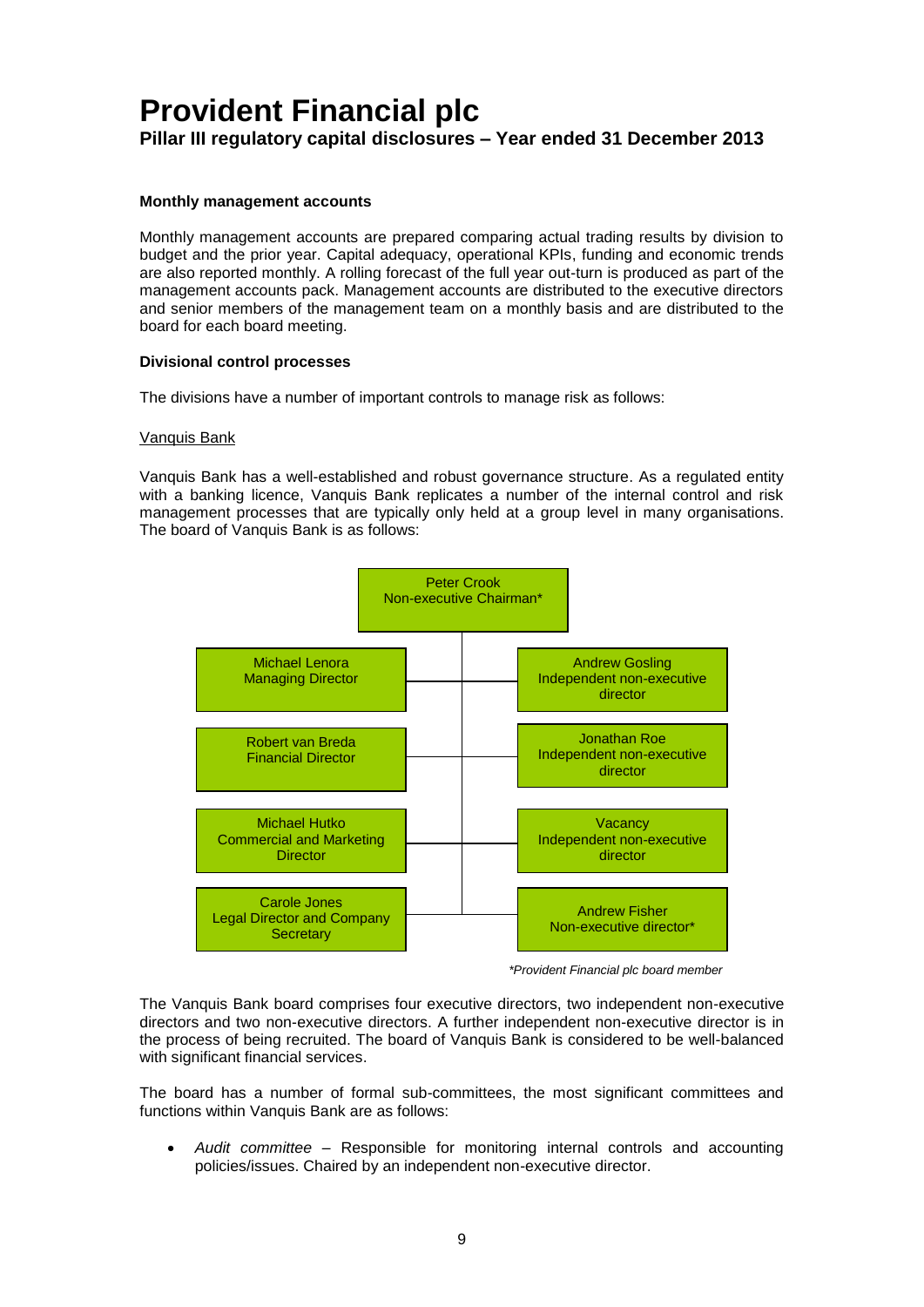#### Monthly management accounts

Monthly management accounts are prepared comparing actual trading results by division to budget and the prior year. Capital adequacy, operational KPIs, funding and economic trends are also reported monthly. A rolling forecast of the full year out-turn is produced as part of the management accounts pack. Management accounts are distributed to the executive directors and senior members of the management team on a monthly basis and are distributed to the board for each board meeting.

#### Divisional control processes

The divisions have a number of important controls to manage risk as follows:

Vanquis Bank

Vanquis Bank has a well-established and robust governance structure. As a regulated entity with a banking licence, Vanquis Bank replicates a number of the internal control and risk management processes that are typically only held at a group level in many organisations. The board of Vanquis Bank is as follows:

Peter Crook
Non-executive Chairman*

| Executive | Non-executive |
| --- | --- |
| Michael Lenora<br>Managing Director | Andrew Gosling<br>Independent non-executive director |
| Robert van Breda<br>Financial Director | Jonathan Roe<br>Independent non-executive director |
| Michael Hutko<br>Commercial and Marketing Director | Vacancy<br>Independent non-executive director |
| Carole Jones<br>Legal Director and Company Secretary | Andrew Fisher<br>Non-executive director* |

*\*Provident Financial plc board member*

The Vanquis Bank board comprises four executive directors, two independent non-executive directors and two non-executive directors. A further independent non-executive director is in the process of being recruited. The board of Vanquis Bank is considered to be well-balanced with significant financial services.

The board has a number of formal sub-committees, the most significant committees and functions within Vanquis Bank are as follows:

- *Audit committee* – Responsible for monitoring internal controls and accounting policies/issues. Chaired by an independent non-executive director.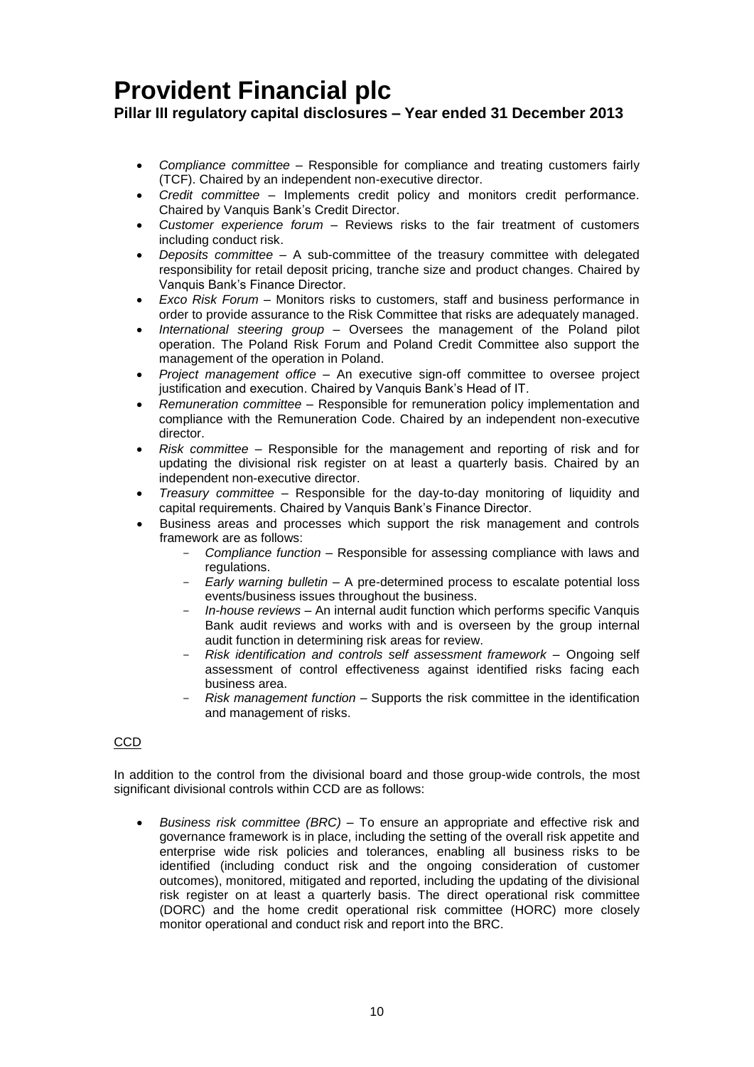- *Compliance committee* – Responsible for compliance and treating customers fairly (TCF). Chaired by an independent non-executive director.
- *Credit committee* – Implements credit policy and monitors credit performance. Chaired by Vanquis Bank's Credit Director.
- *Customer experience forum* – Reviews risks to the fair treatment of customers including conduct risk.
- *Deposits committee* – A sub-committee of the treasury committee with delegated responsibility for retail deposit pricing, tranche size and product changes. Chaired by Vanquis Bank's Finance Director.
- *Exco Risk Forum* – Monitors risks to customers, staff and business performance in order to provide assurance to the Risk Committee that risks are adequately managed.
- *International steering group* – Oversees the management of the Poland pilot operation. The Poland Risk Forum and Poland Credit Committee also support the management of the operation in Poland.
- *Project management office* – An executive sign-off committee to oversee project justification and execution. Chaired by Vanquis Bank's Head of IT.
- *Remuneration committee* – Responsible for remuneration policy implementation and compliance with the Remuneration Code. Chaired by an independent non-executive director.
- *Risk committee* – Responsible for the management and reporting of risk and for updating the divisional risk register on at least a quarterly basis. Chaired by an independent non-executive director.
- *Treasury committee* – Responsible for the day-to-day monitoring of liquidity and capital requirements. Chaired by Vanquis Bank's Finance Director.
- Business areas and processes which support the risk management and controls framework are as follows:
  - *Compliance function* – Responsible for assessing compliance with laws and regulations.
  - *Early warning bulletin* – A pre-determined process to escalate potential loss events/business issues throughout the business.
  - *In-house reviews* – An internal audit function which performs specific Vanquis Bank audit reviews and works with and is overseen by the group internal audit function in determining risk areas for review.
  - *Risk identification and controls self assessment framework* – Ongoing self assessment of control effectiveness against identified risks facing each business area.
  - *Risk management function* – Supports the risk committee in the identification and management of risks.

CCD

In addition to the control from the divisional board and those group-wide controls, the most significant divisional controls within CCD are as follows:

- *Business risk committee (BRC)* – To ensure an appropriate and effective risk and governance framework is in place, including the setting of the overall risk appetite and enterprise wide risk policies and tolerances, enabling all business risks to be identified (including conduct risk and the ongoing consideration of customer outcomes), monitored, mitigated and reported, including the updating of the divisional risk register on at least a quarterly basis. The direct operational risk committee (DORC) and the home credit operational risk committee (HORC) more closely monitor operational and conduct risk and report into the BRC.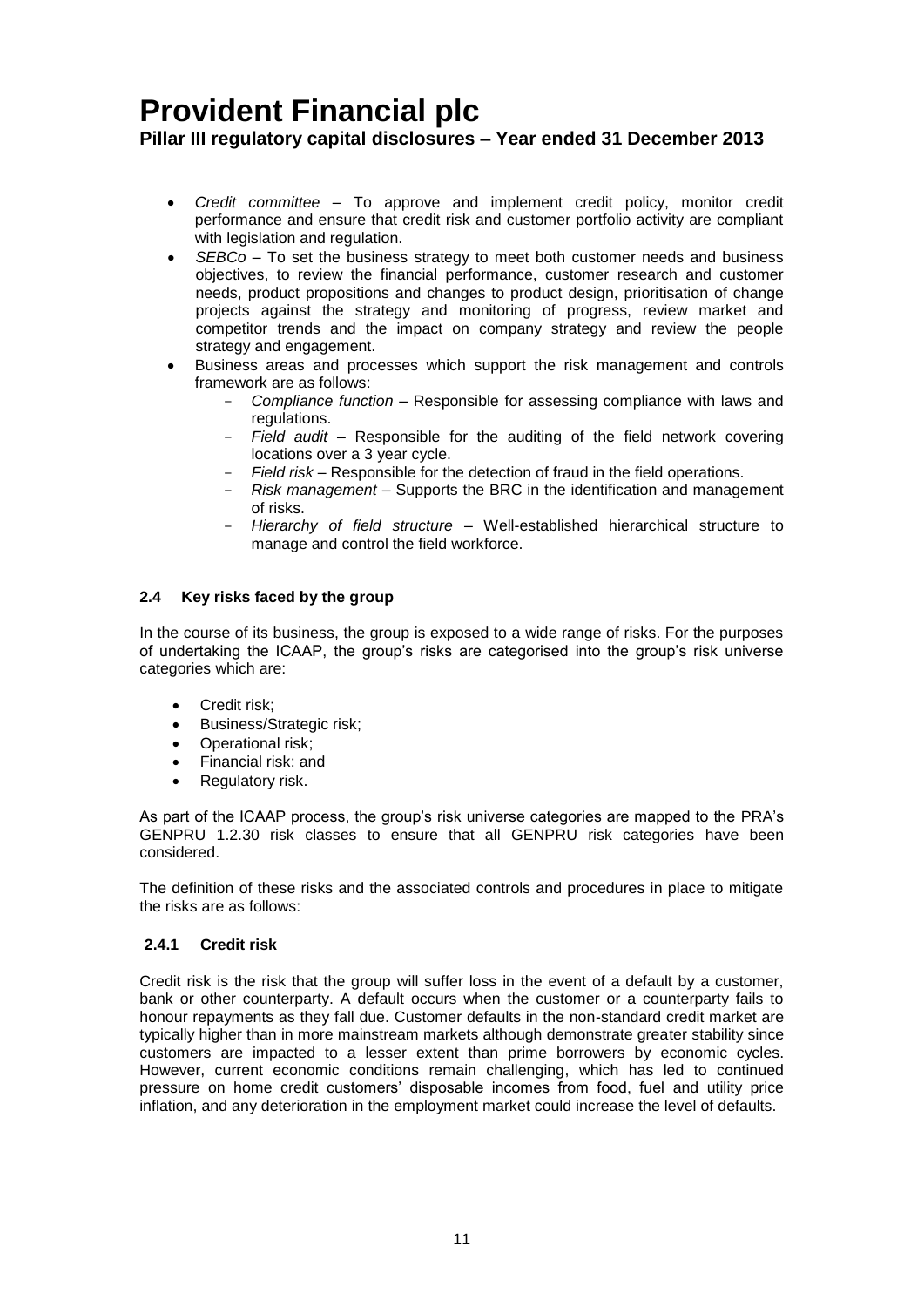- *Credit committee* – To approve and implement credit policy, monitor credit performance and ensure that credit risk and customer portfolio activity are compliant with legislation and regulation.
- *SEBCo* – To set the business strategy to meet both customer needs and business objectives, to review the financial performance, customer research and customer needs, product propositions and changes to product design, prioritisation of change projects against the strategy and monitoring of progress, review market and competitor trends and the impact on company strategy and review the people strategy and engagement.
- Business areas and processes which support the risk management and controls framework are as follows:
  - *Compliance function* – Responsible for assessing compliance with laws and regulations.
  - *Field audit* – Responsible for the auditing of the field network covering locations over a 3 year cycle.
  - *Field risk* – Responsible for the detection of fraud in the field operations.
  - *Risk management* – Supports the BRC in the identification and management of risks.
  - *Hierarchy of field structure* – Well-established hierarchical structure to manage and control the field workforce.

### 2.4 Key risks faced by the group

In the course of its business, the group is exposed to a wide range of risks. For the purposes of undertaking the ICAAP, the group's risks are categorised into the group's risk universe categories which are:

- Credit risk;
- Business/Strategic risk;
- Operational risk;
- Financial risk: and
- Regulatory risk.

As part of the ICAAP process, the group's risk universe categories are mapped to the PRA's GENPRU 1.2.30 risk classes to ensure that all GENPRU risk categories have been considered.

The definition of these risks and the associated controls and procedures in place to mitigate the risks are as follows:

#### 2.4.1 Credit risk

Credit risk is the risk that the group will suffer loss in the event of a default by a customer, bank or other counterparty. A default occurs when the customer or a counterparty fails to honour repayments as they fall due. Customer defaults in the non-standard credit market are typically higher than in more mainstream markets although demonstrate greater stability since customers are impacted to a lesser extent than prime borrowers by economic cycles. However, current economic conditions remain challenging, which has led to continued pressure on home credit customers' disposable incomes from food, fuel and utility price inflation, and any deterioration in the employment market could increase the level of defaults.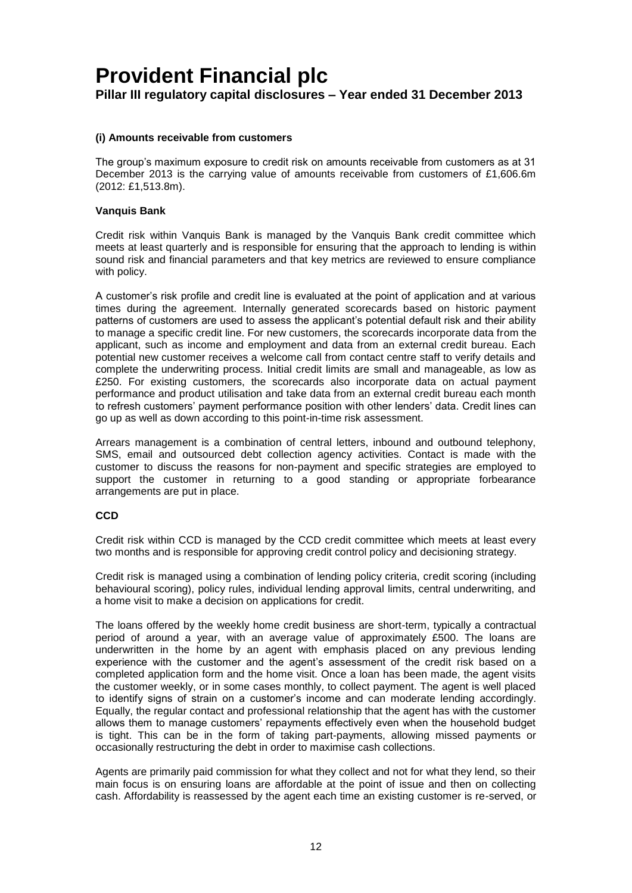#### (i) Amounts receivable from customers

The group's maximum exposure to credit risk on amounts receivable from customers as at 31 December 2013 is the carrying value of amounts receivable from customers of £1,606.6m (2012: £1,513.8m).

**Vanquis Bank**

Credit risk within Vanquis Bank is managed by the Vanquis Bank credit committee which meets at least quarterly and is responsible for ensuring that the approach to lending is within sound risk and financial parameters and that key metrics are reviewed to ensure compliance with policy.

A customer's risk profile and credit line is evaluated at the point of application and at various times during the agreement. Internally generated scorecards based on historic payment patterns of customers are used to assess the applicant's potential default risk and their ability to manage a specific credit line. For new customers, the scorecards incorporate data from the applicant, such as income and employment and data from an external credit bureau. Each potential new customer receives a welcome call from contact centre staff to verify details and complete the underwriting process. Initial credit limits are small and manageable, as low as £250. For existing customers, the scorecards also incorporate data on actual payment performance and product utilisation and take data from an external credit bureau each month to refresh customers' payment performance position with other lenders' data. Credit lines can go up as well as down according to this point-in-time risk assessment.

Arrears management is a combination of central letters, inbound and outbound telephony, SMS, email and outsourced debt collection agency activities. Contact is made with the customer to discuss the reasons for non-payment and specific strategies are employed to support the customer in returning to a good standing or appropriate forbearance arrangements are put in place.

**CCD**

Credit risk within CCD is managed by the CCD credit committee which meets at least every two months and is responsible for approving credit control policy and decisioning strategy.

Credit risk is managed using a combination of lending policy criteria, credit scoring (including behavioural scoring), policy rules, individual lending approval limits, central underwriting, and a home visit to make a decision on applications for credit.

The loans offered by the weekly home credit business are short-term, typically a contractual period of around a year, with an average value of approximately £500. The loans are underwritten in the home by an agent with emphasis placed on any previous lending experience with the customer and the agent's assessment of the credit risk based on a completed application form and the home visit. Once a loan has been made, the agent visits the customer weekly, or in some cases monthly, to collect payment. The agent is well placed to identify signs of strain on a customer's income and can moderate lending accordingly. Equally, the regular contact and professional relationship that the agent has with the customer allows them to manage customers' repayments effectively even when the household budget is tight. This can be in the form of taking part-payments, allowing missed payments or occasionally restructuring the debt in order to maximise cash collections.

Agents are primarily paid commission for what they collect and not for what they lend, so their main focus is on ensuring loans are affordable at the point of issue and then on collecting cash. Affordability is reassessed by the agent each time an existing customer is re-served, or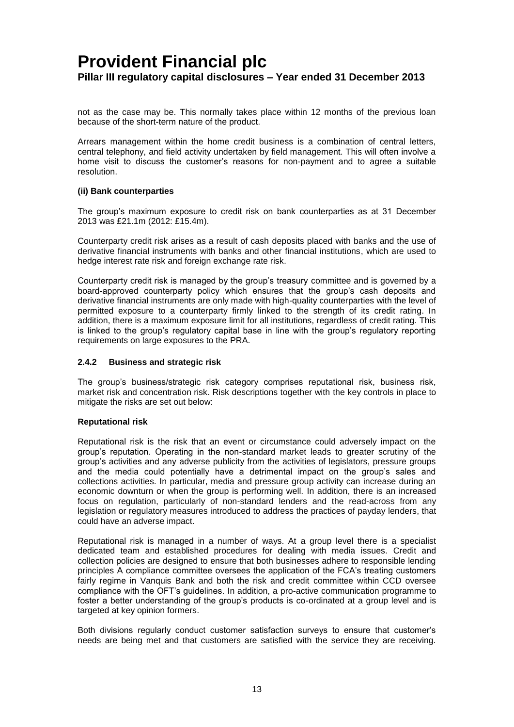not as the case may be. This normally takes place within 12 months of the previous loan because of the short-term nature of the product.

Arrears management within the home credit business is a combination of central letters, central telephony, and field activity undertaken by field management. This will often involve a home visit to discuss the customer's reasons for non-payment and to agree a suitable resolution.

**(ii) Bank counterparties**

The group's maximum exposure to credit risk on bank counterparties as at 31 December 2013 was £21.1m (2012: £15.4m).

Counterparty credit risk arises as a result of cash deposits placed with banks and the use of derivative financial instruments with banks and other financial institutions, which are used to hedge interest rate risk and foreign exchange rate risk.

Counterparty credit risk is managed by the group's treasury committee and is governed by a board-approved counterparty policy which ensures that the group's cash deposits and derivative financial instruments are only made with high-quality counterparties with the level of permitted exposure to a counterparty firmly linked to the strength of its credit rating. In addition, there is a maximum exposure limit for all institutions, regardless of credit rating. This is linked to the group's regulatory capital base in line with the group's regulatory reporting requirements on large exposures to the PRA.

### 2.4.2 Business and strategic risk

The group's business/strategic risk category comprises reputational risk, business risk, market risk and concentration risk. Risk descriptions together with the key controls in place to mitigate the risks are set out below:

**Reputational risk**

Reputational risk is the risk that an event or circumstance could adversely impact on the group's reputation. Operating in the non-standard market leads to greater scrutiny of the group's activities and any adverse publicity from the activities of legislators, pressure groups and the media could potentially have a detrimental impact on the group's sales and collections activities. In particular, media and pressure group activity can increase during an economic downturn or when the group is performing well. In addition, there is an increased focus on regulation, particularly of non-standard lenders and the read-across from any legislation or regulatory measures introduced to address the practices of payday lenders, that could have an adverse impact.

Reputational risk is managed in a number of ways. At a group level there is a specialist dedicated team and established procedures for dealing with media issues. Credit and collection policies are designed to ensure that both businesses adhere to responsible lending principles A compliance committee oversees the application of the FCA's treating customers fairly regime in Vanquis Bank and both the risk and credit committee within CCD oversee compliance with the OFT's guidelines. In addition, a pro-active communication programme to foster a better understanding of the group's products is co-ordinated at a group level and is targeted at key opinion formers.

Both divisions regularly conduct customer satisfaction surveys to ensure that customer's needs are being met and that customers are satisfied with the service they are receiving.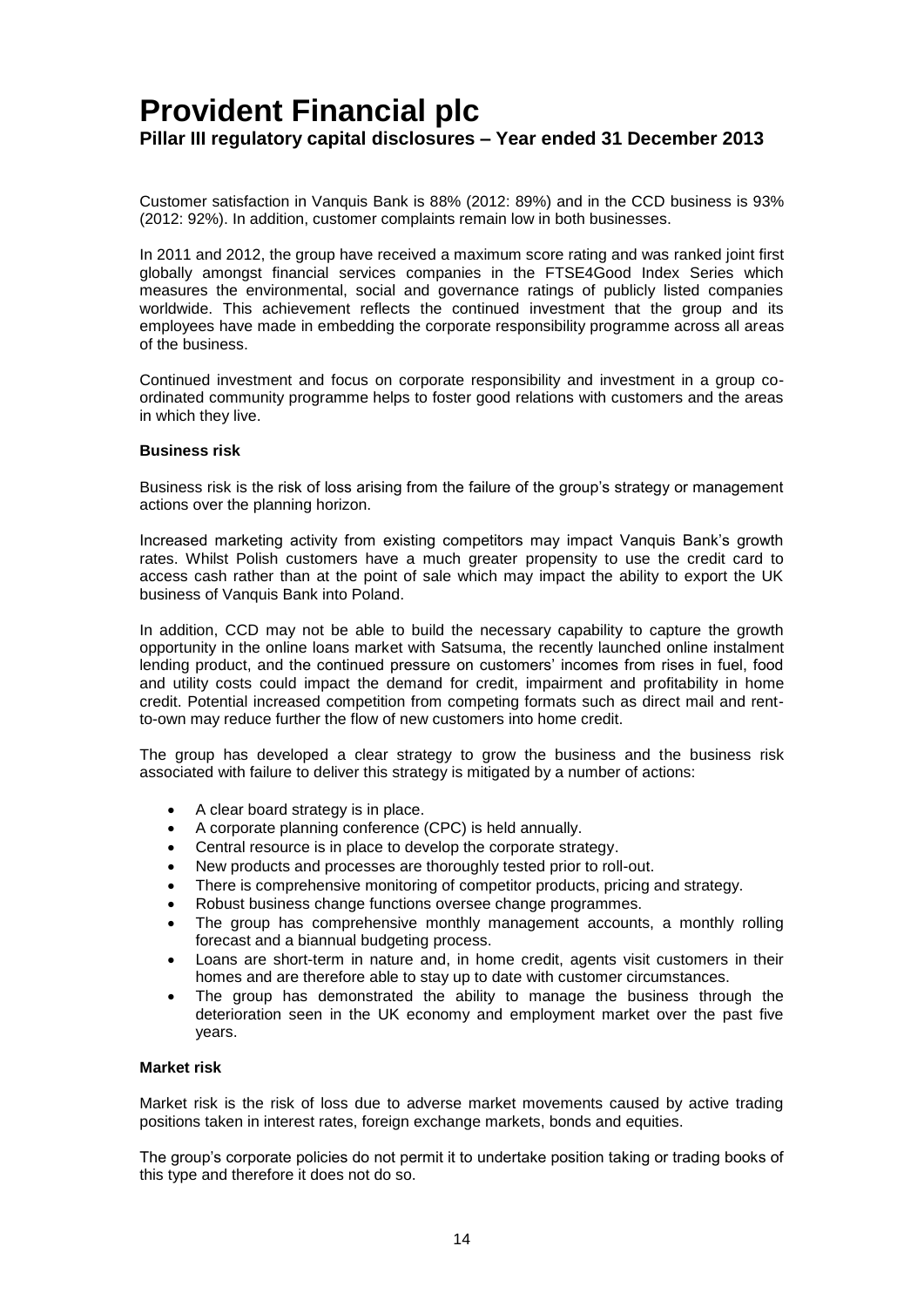Customer satisfaction in Vanquis Bank is 88% (2012: 89%) and in the CCD business is 93% (2012: 92%). In addition, customer complaints remain low in both businesses.

In 2011 and 2012, the group have received a maximum score rating and was ranked joint first globally amongst financial services companies in the FTSE4Good Index Series which measures the environmental, social and governance ratings of publicly listed companies worldwide. This achievement reflects the continued investment that the group and its employees have made in embedding the corporate responsibility programme across all areas of the business.

Continued investment and focus on corporate responsibility and investment in a group co-ordinated community programme helps to foster good relations with customers and the areas in which they live.

**Business risk**

Business risk is the risk of loss arising from the failure of the group's strategy or management actions over the planning horizon.

Increased marketing activity from existing competitors may impact Vanquis Bank's growth rates. Whilst Polish customers have a much greater propensity to use the credit card to access cash rather than at the point of sale which may impact the ability to export the UK business of Vanquis Bank into Poland.

In addition, CCD may not be able to build the necessary capability to capture the growth opportunity in the online loans market with Satsuma, the recently launched online instalment lending product, and the continued pressure on customers' incomes from rises in fuel, food and utility costs could impact the demand for credit, impairment and profitability in home credit. Potential increased competition from competing formats such as direct mail and rent-to-own may reduce further the flow of new customers into home credit.

The group has developed a clear strategy to grow the business and the business risk associated with failure to deliver this strategy is mitigated by a number of actions:

- A clear board strategy is in place.
- A corporate planning conference (CPC) is held annually.
- Central resource is in place to develop the corporate strategy.
- New products and processes are thoroughly tested prior to roll-out.
- There is comprehensive monitoring of competitor products, pricing and strategy.
- Robust business change functions oversee change programmes.
- The group has comprehensive monthly management accounts, a monthly rolling forecast and a biannual budgeting process.
- Loans are short-term in nature and, in home credit, agents visit customers in their homes and are therefore able to stay up to date with customer circumstances.
- The group has demonstrated the ability to manage the business through the deterioration seen in the UK economy and employment market over the past five years.

**Market risk**

Market risk is the risk of loss due to adverse market movements caused by active trading positions taken in interest rates, foreign exchange markets, bonds and equities.

The group's corporate policies do not permit it to undertake position taking or trading books of this type and therefore it does not do so.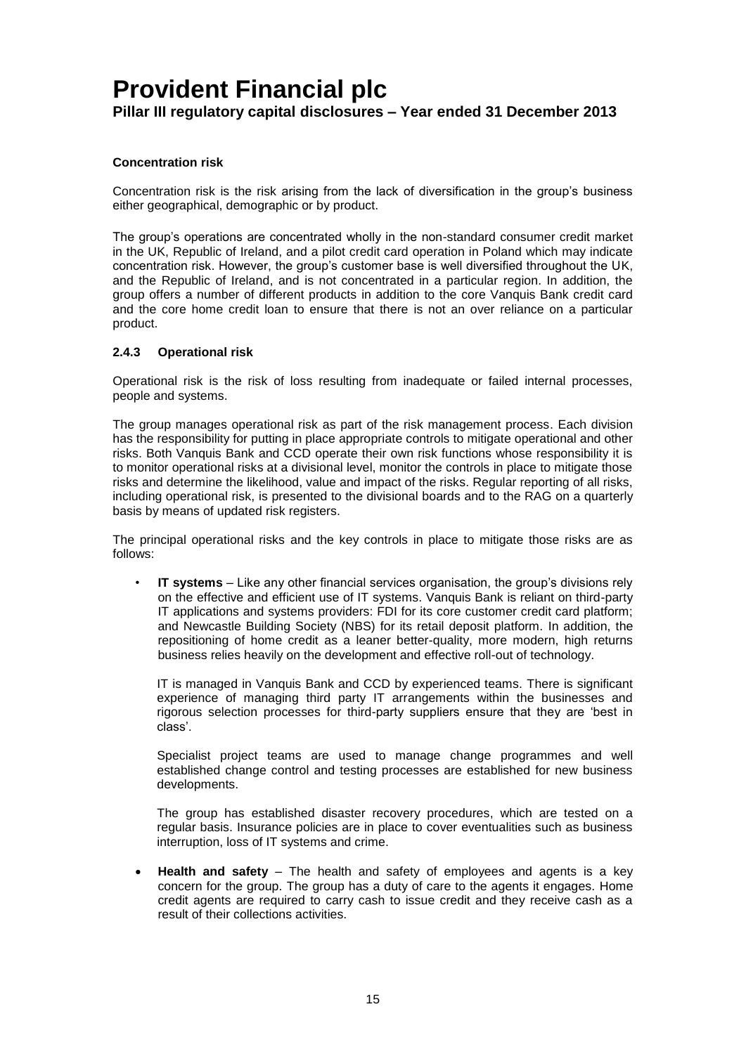**Concentration risk**

Concentration risk is the risk arising from the lack of diversification in the group's business either geographical, demographic or by product.

The group's operations are concentrated wholly in the non-standard consumer credit market in the UK, Republic of Ireland, and a pilot credit card operation in Poland which may indicate concentration risk. However, the group's customer base is well diversified throughout the UK, and the Republic of Ireland, and is not concentrated in a particular region. In addition, the group offers a number of different products in addition to the core Vanquis Bank credit card and the core home credit loan to ensure that there is not an over reliance on a particular product.

### 2.4.3 Operational risk

Operational risk is the risk of loss resulting from inadequate or failed internal processes, people and systems.

The group manages operational risk as part of the risk management process. Each division has the responsibility for putting in place appropriate controls to mitigate operational and other risks. Both Vanquis Bank and CCD operate their own risk functions whose responsibility it is to monitor operational risks at a divisional level, monitor the controls in place to mitigate those risks and determine the likelihood, value and impact of the risks. Regular reporting of all risks, including operational risk, is presented to the divisional boards and to the RAG on a quarterly basis by means of updated risk registers.

The principal operational risks and the key controls in place to mitigate those risks are as follows:

- **IT systems** – Like any other financial services organisation, the group's divisions rely on the effective and efficient use of IT systems. Vanquis Bank is reliant on third-party IT applications and systems providers: FDI for its core customer credit card platform; and Newcastle Building Society (NBS) for its retail deposit platform. In addition, the repositioning of home credit as a leaner better-quality, more modern, high returns business relies heavily on the development and effective roll-out of technology.

  IT is managed in Vanquis Bank and CCD by experienced teams. There is significant experience of managing third party IT arrangements within the businesses and rigorous selection processes for third-party suppliers ensure that they are 'best in class'.

  Specialist project teams are used to manage change programmes and well established change control and testing processes are established for new business developments.

  The group has established disaster recovery procedures, which are tested on a regular basis. Insurance policies are in place to cover eventualities such as business interruption, loss of IT systems and crime.

- **Health and safety** – The health and safety of employees and agents is a key concern for the group. The group has a duty of care to the agents it engages. Home credit agents are required to carry cash to issue credit and they receive cash as a result of their collections activities.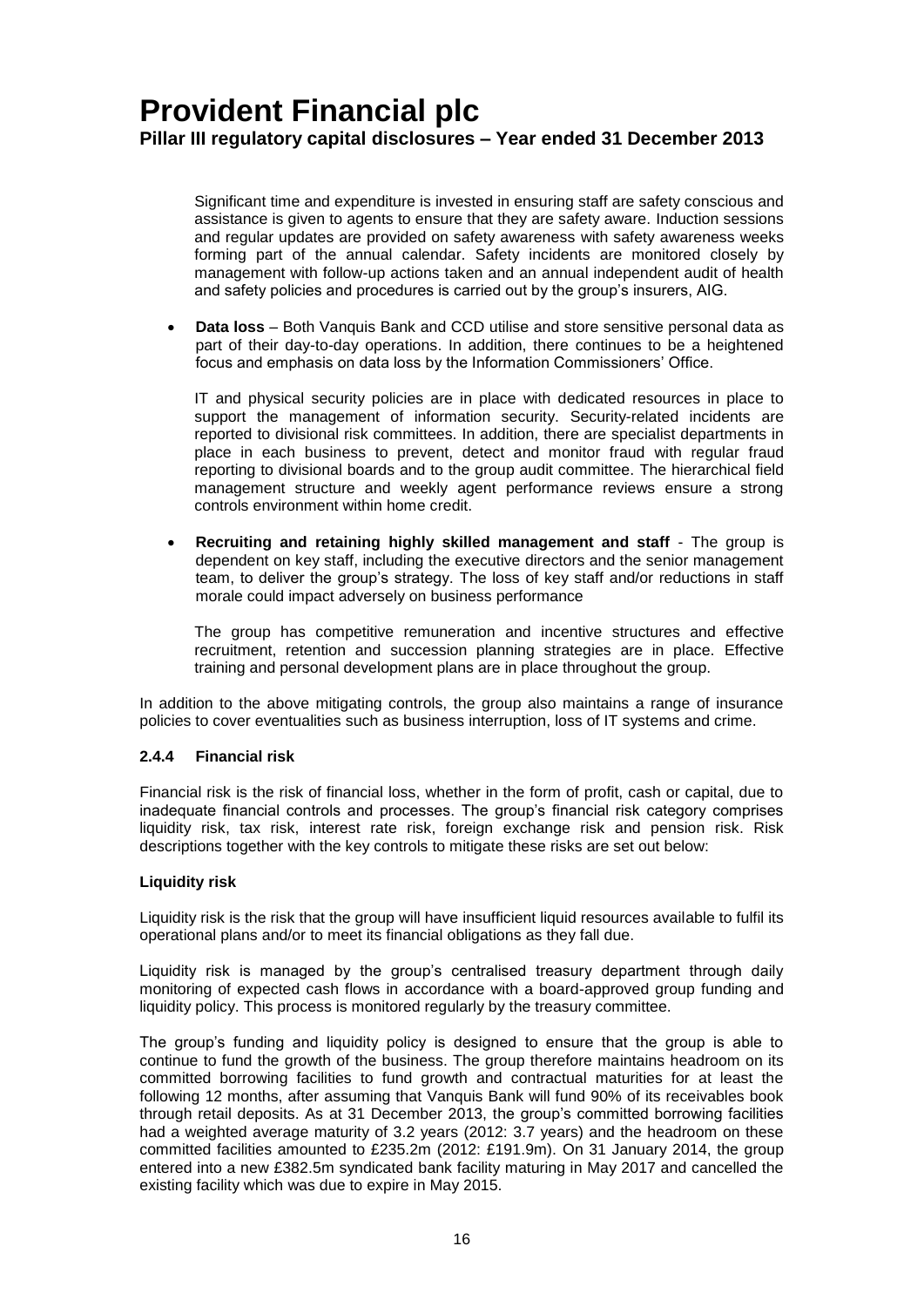Significant time and expenditure is invested in ensuring staff are safety conscious and assistance is given to agents to ensure that they are safety aware. Induction sessions and regular updates are provided on safety awareness with safety awareness weeks forming part of the annual calendar. Safety incidents are monitored closely by management with follow-up actions taken and an annual independent audit of health and safety policies and procedures is carried out by the group's insurers, AIG.

- **Data loss** – Both Vanquis Bank and CCD utilise and store sensitive personal data as part of their day-to-day operations. In addition, there continues to be a heightened focus and emphasis on data loss by the Information Commissioners' Office.

  IT and physical security policies are in place with dedicated resources in place to support the management of information security. Security-related incidents are reported to divisional risk committees. In addition, there are specialist departments in place in each business to prevent, detect and monitor fraud with regular fraud reporting to divisional boards and to the group audit committee. The hierarchical field management structure and weekly agent performance reviews ensure a strong controls environment within home credit.

- **Recruiting and retaining highly skilled management and staff** - The group is dependent on key staff, including the executive directors and the senior management team, to deliver the group's strategy. The loss of key staff and/or reductions in staff morale could impact adversely on business performance

  The group has competitive remuneration and incentive structures and effective recruitment, retention and succession planning strategies are in place. Effective training and personal development plans are in place throughout the group.

In addition to the above mitigating controls, the group also maintains a range of insurance policies to cover eventualities such as business interruption, loss of IT systems and crime.

#### 2.4.4 Financial risk

Financial risk is the risk of financial loss, whether in the form of profit, cash or capital, due to inadequate financial controls and processes. The group's financial risk category comprises liquidity risk, tax risk, interest rate risk, foreign exchange risk and pension risk. Risk descriptions together with the key controls to mitigate these risks are set out below:

**Liquidity risk**

Liquidity risk is the risk that the group will have insufficient liquid resources available to fulfil its operational plans and/or to meet its financial obligations as they fall due.

Liquidity risk is managed by the group's centralised treasury department through daily monitoring of expected cash flows in accordance with a board-approved group funding and liquidity policy. This process is monitored regularly by the treasury committee.

The group's funding and liquidity policy is designed to ensure that the group is able to continue to fund the growth of the business. The group therefore maintains headroom on its committed borrowing facilities to fund growth and contractual maturities for at least the following 12 months, after assuming that Vanquis Bank will fund 90% of its receivables book through retail deposits. As at 31 December 2013, the group's committed borrowing facilities had a weighted average maturity of 3.2 years (2012: 3.7 years) and the headroom on these committed facilities amounted to £235.2m (2012: £191.9m). On 31 January 2014, the group entered into a new £382.5m syndicated bank facility maturing in May 2017 and cancelled the existing facility which was due to expire in May 2015.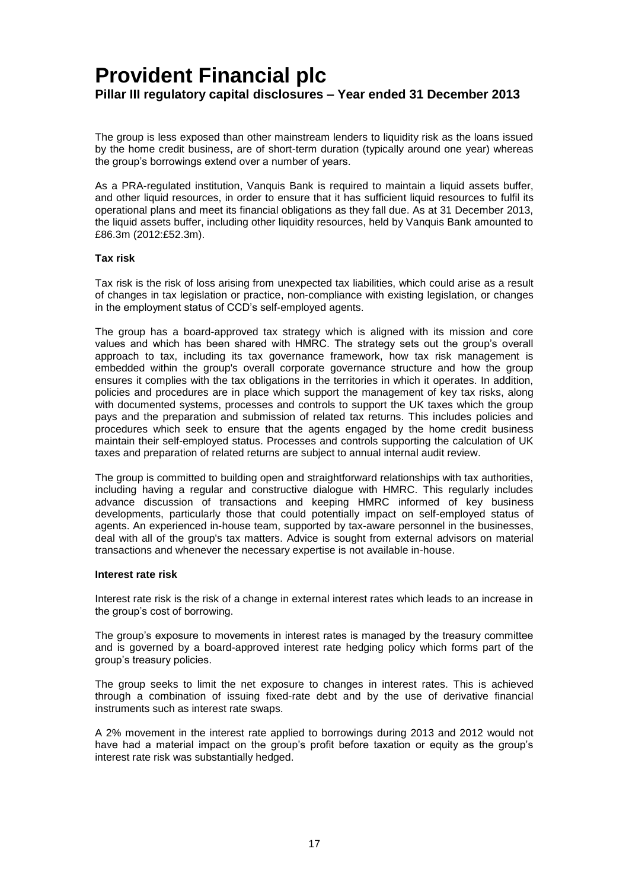The group is less exposed than other mainstream lenders to liquidity risk as the loans issued by the home credit business, are of short-term duration (typically around one year) whereas the group's borrowings extend over a number of years.

As a PRA-regulated institution, Vanquis Bank is required to maintain a liquid assets buffer, and other liquid resources, in order to ensure that it has sufficient liquid resources to fulfil its operational plans and meet its financial obligations as they fall due. As at 31 December 2013, the liquid assets buffer, including other liquidity resources, held by Vanquis Bank amounted to £86.3m (2012:£52.3m).

**Tax risk**

Tax risk is the risk of loss arising from unexpected tax liabilities, which could arise as a result of changes in tax legislation or practice, non-compliance with existing legislation, or changes in the employment status of CCD's self-employed agents.

The group has a board-approved tax strategy which is aligned with its mission and core values and which has been shared with HMRC. The strategy sets out the group's overall approach to tax, including its tax governance framework, how tax risk management is embedded within the group's overall corporate governance structure and how the group ensures it complies with the tax obligations in the territories in which it operates. In addition, policies and procedures are in place which support the management of key tax risks, along with documented systems, processes and controls to support the UK taxes which the group pays and the preparation and submission of related tax returns. This includes policies and procedures which seek to ensure that the agents engaged by the home credit business maintain their self-employed status. Processes and controls supporting the calculation of UK taxes and preparation of related returns are subject to annual internal audit review.

The group is committed to building open and straightforward relationships with tax authorities, including having a regular and constructive dialogue with HMRC. This regularly includes advance discussion of transactions and keeping HMRC informed of key business developments, particularly those that could potentially impact on self-employed status of agents. An experienced in-house team, supported by tax-aware personnel in the businesses, deal with all of the group's tax matters. Advice is sought from external advisors on material transactions and whenever the necessary expertise is not available in-house.

**Interest rate risk**

Interest rate risk is the risk of a change in external interest rates which leads to an increase in the group's cost of borrowing.

The group's exposure to movements in interest rates is managed by the treasury committee and is governed by a board-approved interest rate hedging policy which forms part of the group's treasury policies.

The group seeks to limit the net exposure to changes in interest rates. This is achieved through a combination of issuing fixed-rate debt and by the use of derivative financial instruments such as interest rate swaps.

A 2% movement in the interest rate applied to borrowings during 2013 and 2012 would not have had a material impact on the group's profit before taxation or equity as the group's interest rate risk was substantially hedged.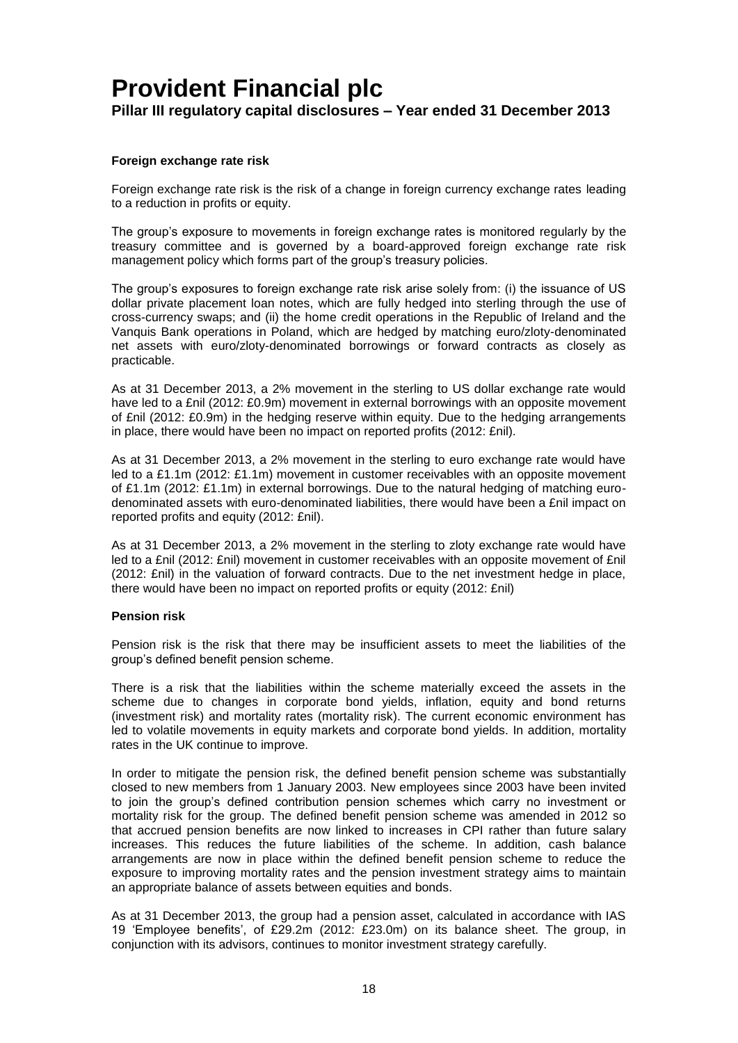#### Foreign exchange rate risk

Foreign exchange rate risk is the risk of a change in foreign currency exchange rates leading to a reduction in profits or equity.

The group's exposure to movements in foreign exchange rates is monitored regularly by the treasury committee and is governed by a board-approved foreign exchange rate risk management policy which forms part of the group's treasury policies.

The group's exposures to foreign exchange rate risk arise solely from: (i) the issuance of US dollar private placement loan notes, which are fully hedged into sterling through the use of cross-currency swaps; and (ii) the home credit operations in the Republic of Ireland and the Vanquis Bank operations in Poland, which are hedged by matching euro/zloty-denominated net assets with euro/zloty-denominated borrowings or forward contracts as closely as practicable.

As at 31 December 2013, a 2% movement in the sterling to US dollar exchange rate would have led to a £nil (2012: £0.9m) movement in external borrowings with an opposite movement of £nil (2012: £0.9m) in the hedging reserve within equity. Due to the hedging arrangements in place, there would have been no impact on reported profits (2012: £nil).

As at 31 December 2013, a 2% movement in the sterling to euro exchange rate would have led to a £1.1m (2012: £1.1m) movement in customer receivables with an opposite movement of £1.1m (2012: £1.1m) in external borrowings. Due to the natural hedging of matching euro-denominated assets with euro-denominated liabilities, there would have been a £nil impact on reported profits and equity (2012: £nil).

As at 31 December 2013, a 2% movement in the sterling to zloty exchange rate would have led to a £nil (2012: £nil) movement in customer receivables with an opposite movement of £nil (2012: £nil) in the valuation of forward contracts. Due to the net investment hedge in place, there would have been no impact on reported profits or equity (2012: £nil)

#### Pension risk

Pension risk is the risk that there may be insufficient assets to meet the liabilities of the group's defined benefit pension scheme.

There is a risk that the liabilities within the scheme materially exceed the assets in the scheme due to changes in corporate bond yields, inflation, equity and bond returns (investment risk) and mortality rates (mortality risk). The current economic environment has led to volatile movements in equity markets and corporate bond yields. In addition, mortality rates in the UK continue to improve.

In order to mitigate the pension risk, the defined benefit pension scheme was substantially closed to new members from 1 January 2003. New employees since 2003 have been invited to join the group's defined contribution pension schemes which carry no investment or mortality risk for the group. The defined benefit pension scheme was amended in 2012 so that accrued pension benefits are now linked to increases in CPI rather than future salary increases. This reduces the future liabilities of the scheme. In addition, cash balance arrangements are now in place within the defined benefit pension scheme to reduce the exposure to improving mortality rates and the pension investment strategy aims to maintain an appropriate balance of assets between equities and bonds.

As at 31 December 2013, the group had a pension asset, calculated in accordance with IAS 19 'Employee benefits', of £29.2m (2012: £23.0m) on its balance sheet. The group, in conjunction with its advisors, continues to monitor investment strategy carefully.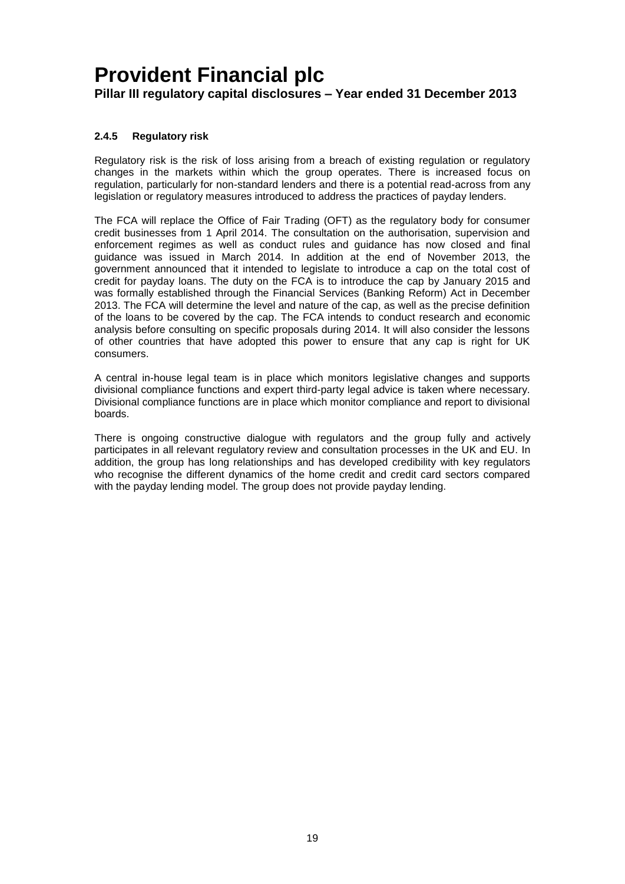#### 2.4.5 Regulatory risk

Regulatory risk is the risk of loss arising from a breach of existing regulation or regulatory changes in the markets within which the group operates. There is increased focus on regulation, particularly for non-standard lenders and there is a potential read-across from any legislation or regulatory measures introduced to address the practices of payday lenders.

The FCA will replace the Office of Fair Trading (OFT) as the regulatory body for consumer credit businesses from 1 April 2014. The consultation on the authorisation, supervision and enforcement regimes as well as conduct rules and guidance has now closed and final guidance was issued in March 2014. In addition at the end of November 2013, the government announced that it intended to legislate to introduce a cap on the total cost of credit for payday loans. The duty on the FCA is to introduce the cap by January 2015 and was formally established through the Financial Services (Banking Reform) Act in December 2013. The FCA will determine the level and nature of the cap, as well as the precise definition of the loans to be covered by the cap. The FCA intends to conduct research and economic analysis before consulting on specific proposals during 2014. It will also consider the lessons of other countries that have adopted this power to ensure that any cap is right for UK consumers.

A central in-house legal team is in place which monitors legislative changes and supports divisional compliance functions and expert third-party legal advice is taken where necessary. Divisional compliance functions are in place which monitor compliance and report to divisional boards.

There is ongoing constructive dialogue with regulators and the group fully and actively participates in all relevant regulatory review and consultation processes in the UK and EU. In addition, the group has long relationships and has developed credibility with key regulators who recognise the different dynamics of the home credit and credit card sectors compared with the payday lending model. The group does not provide payday lending.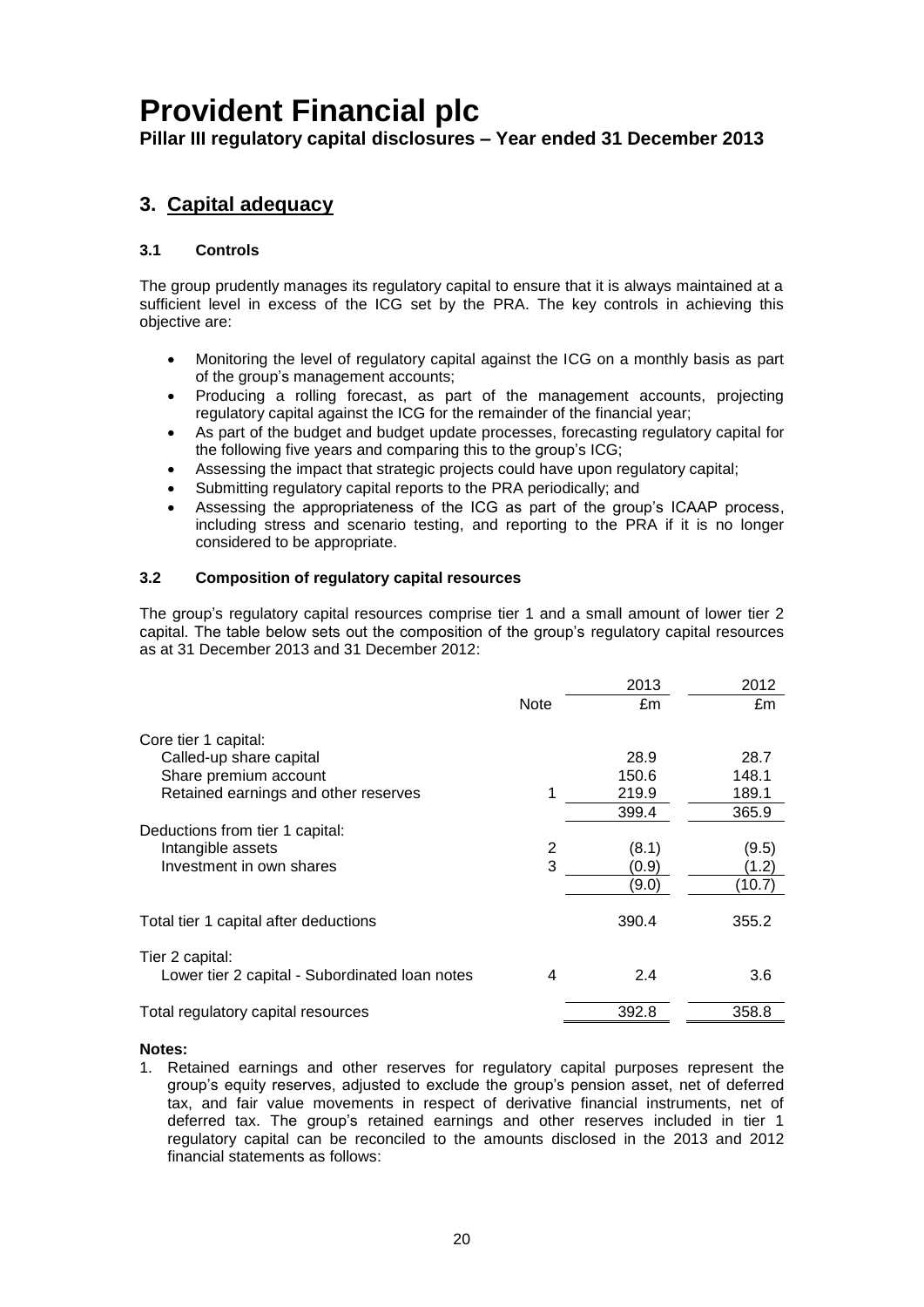# 3. Capital adequacy

### 3.1 Controls

The group prudently manages its regulatory capital to ensure that it is always maintained at a sufficient level in excess of the ICG set by the PRA. The key controls in achieving this objective are:

- Monitoring the level of regulatory capital against the ICG on a monthly basis as part of the group's management accounts;
- Producing a rolling forecast, as part of the management accounts, projecting regulatory capital against the ICG for the remainder of the financial year;
- As part of the budget and budget update processes, forecasting regulatory capital for the following five years and comparing this to the group's ICG;
- Assessing the impact that strategic projects could have upon regulatory capital;
- Submitting regulatory capital reports to the PRA periodically; and
- Assessing the appropriateness of the ICG as part of the group's ICAAP process, including stress and scenario testing, and reporting to the PRA if it is no longer considered to be appropriate.

### 3.2 Composition of regulatory capital resources

The group's regulatory capital resources comprise tier 1 and a small amount of lower tier 2 capital. The table below sets out the composition of the group's regulatory capital resources as at 31 December 2013 and 31 December 2012:

| | Note | 2013 £m | 2012 £m |
|---|---|---|---|
| Core tier 1 capital: | | | |
| Called-up share capital | | 28.9 | 28.7 |
| Share premium account | | 150.6 | 148.1 |
| Retained earnings and other reserves | 1 | 219.9 | 189.1 |
| | | 399.4 | 365.9 |
| Deductions from tier 1 capital: | | | |
| Intangible assets | 2 | (8.1) | (9.5) |
| Investment in own shares | 3 | (0.9) | (1.2) |
| | | (9.0) | (10.7) |
| Total tier 1 capital after deductions | | 390.4 | 355.2 |
| Tier 2 capital: | | | |
| Lower tier 2 capital - Subordinated loan notes | 4 | 2.4 | 3.6 |
| Total regulatory capital resources | | 392.8 | 358.8 |

**Notes:**

1. Retained earnings and other reserves for regulatory capital purposes represent the group's equity reserves, adjusted to exclude the group's pension asset, net of deferred tax, and fair value movements in respect of derivative financial instruments, net of deferred tax. The group's retained earnings and other reserves included in tier 1 regulatory capital can be reconciled to the amounts disclosed in the 2013 and 2012 financial statements as follows: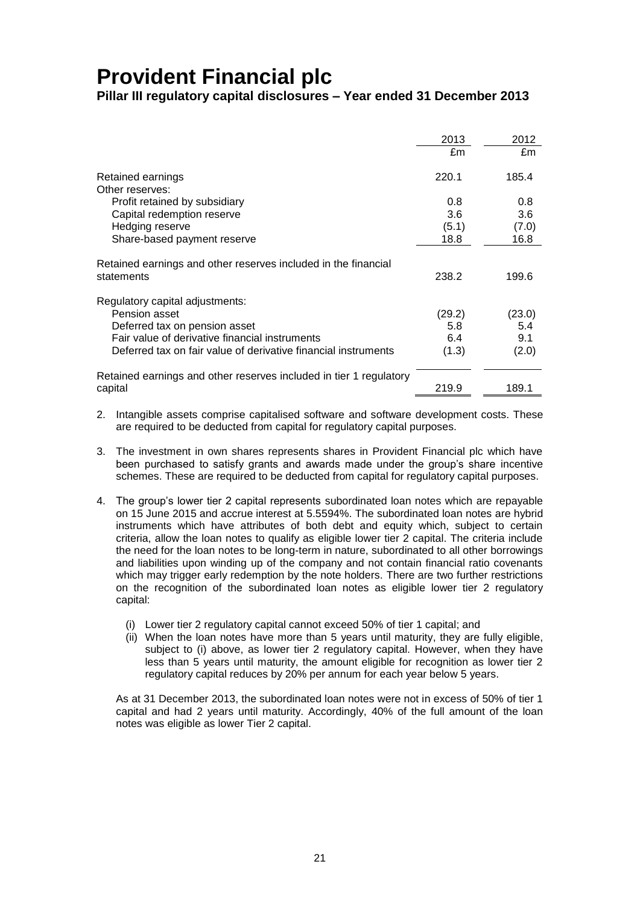# Provident Financial plc

**Pillar III regulatory capital disclosures – Year ended 31 December 2013**

| | 2013 | 2012 |
|---|---|---|
| | £m | £m |
| Retained earnings | 220.1 | 185.4 |
| Other reserves: | | |
| Profit retained by subsidiary | 0.8 | 0.8 |
| Capital redemption reserve | 3.6 | 3.6 |
| Hedging reserve | (5.1) | (7.0) |
| Share-based payment reserve | 18.8 | 16.8 |
| Retained earnings and other reserves included in the financial statements | 238.2 | 199.6 |
| Regulatory capital adjustments: | | |
| Pension asset | (29.2) | (23.0) |
| Deferred tax on pension asset | 5.8 | 5.4 |
| Fair value of derivative financial instruments | 6.4 | 9.1 |
| Deferred tax on fair value of derivative financial instruments | (1.3) | (2.0) |
| Retained earnings and other reserves included in tier 1 regulatory capital | 219.9 | 189.1 |

2. Intangible assets comprise capitalised software and software development costs. These are required to be deducted from capital for regulatory capital purposes.

3. The investment in own shares represents shares in Provident Financial plc which have been purchased to satisfy grants and awards made under the group's share incentive schemes. These are required to be deducted from capital for regulatory capital purposes.

4. The group's lower tier 2 capital represents subordinated loan notes which are repayable on 15 June 2015 and accrue interest at 5.5594%. The subordinated loan notes are hybrid instruments which have attributes of both debt and equity which, subject to certain criteria, allow the loan notes to qualify as eligible lower tier 2 capital. The criteria include the need for the loan notes to be long-term in nature, subordinated to all other borrowings and liabilities upon winding up of the company and not contain financial ratio covenants which may trigger early redemption by the note holders. There are two further restrictions on the recognition of the subordinated loan notes as eligible lower tier 2 regulatory capital:

   (i) Lower tier 2 regulatory capital cannot exceed 50% of tier 1 capital; and
   
   (ii) When the loan notes have more than 5 years until maturity, they are fully eligible, subject to (i) above, as lower tier 2 regulatory capital. However, when they have less than 5 years until maturity, the amount eligible for recognition as lower tier 2 regulatory capital reduces by 20% per annum for each year below 5 years.

   As at 31 December 2013, the subordinated loan notes were not in excess of 50% of tier 1 capital and had 2 years until maturity. Accordingly, 40% of the full amount of the loan notes was eligible as lower Tier 2 capital.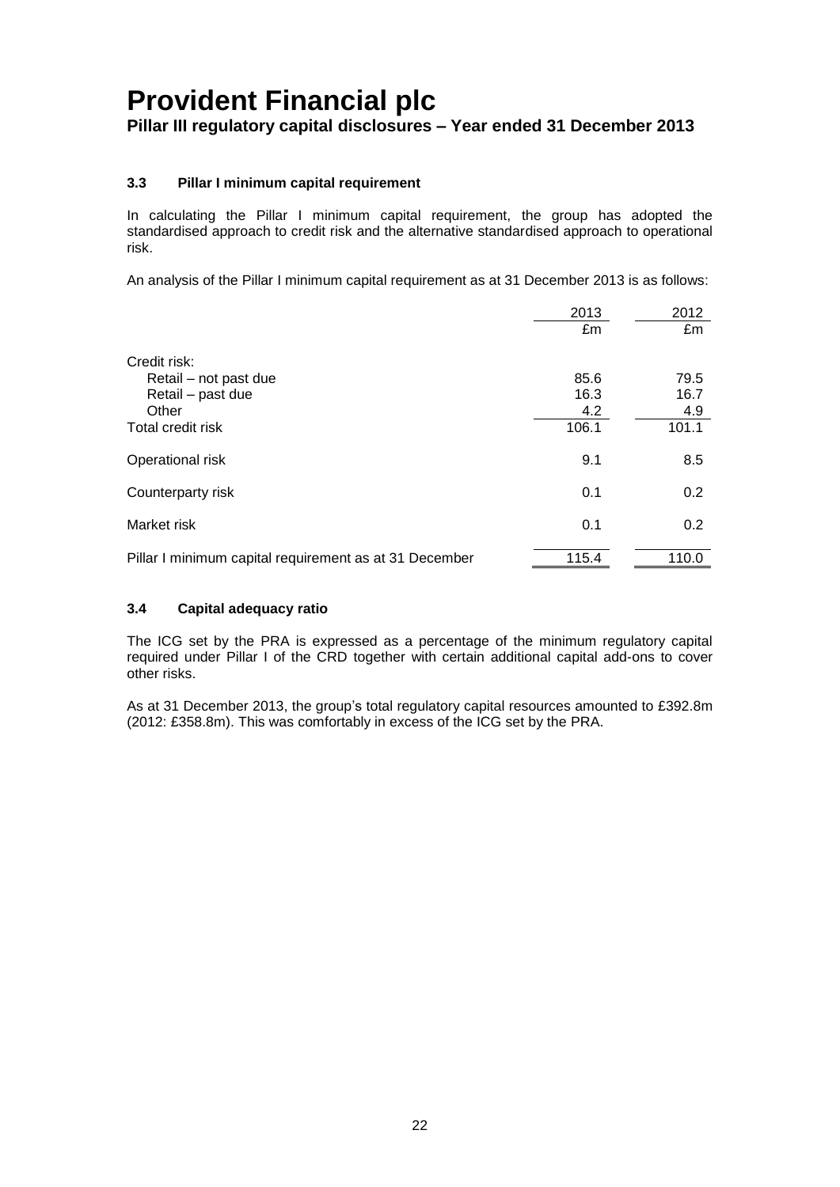### 3.3 Pillar I minimum capital requirement

In calculating the Pillar I minimum capital requirement, the group has adopted the standardised approach to credit risk and the alternative standardised approach to operational risk.

An analysis of the Pillar I minimum capital requirement as at 31 December 2013 is as follows:

| | 2013 | 2012 |
|---|---|---|
| | £m | £m |
| Credit risk: | | |
| Retail – not past due | 85.6 | 79.5 |
| Retail – past due | 16.3 | 16.7 |
| Other | 4.2 | 4.9 |
| Total credit risk | 106.1 | 101.1 |
| Operational risk | 9.1 | 8.5 |
| Counterparty risk | 0.1 | 0.2 |
| Market risk | 0.1 | 0.2 |
| Pillar I minimum capital requirement as at 31 December | 115.4 | 110.0 |

### 3.4 Capital adequacy ratio

The ICG set by the PRA is expressed as a percentage of the minimum regulatory capital required under Pillar I of the CRD together with certain additional capital add-ons to cover other risks.

As at 31 December 2013, the group's total regulatory capital resources amounted to £392.8m (2012: £358.8m). This was comfortably in excess of the ICG set by the PRA.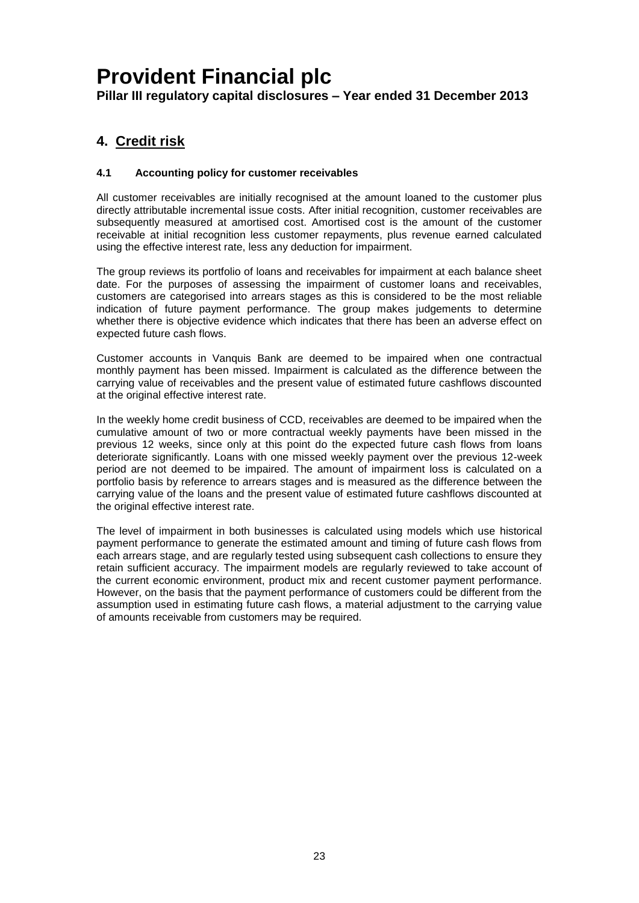# Provident Financial plc

**Pillar III regulatory capital disclosures – Year ended 31 December 2013**

## 4. Credit risk

### 4.1 Accounting policy for customer receivables

All customer receivables are initially recognised at the amount loaned to the customer plus directly attributable incremental issue costs. After initial recognition, customer receivables are subsequently measured at amortised cost. Amortised cost is the amount of the customer receivable at initial recognition less customer repayments, plus revenue earned calculated using the effective interest rate, less any deduction for impairment.

The group reviews its portfolio of loans and receivables for impairment at each balance sheet date. For the purposes of assessing the impairment of customer loans and receivables, customers are categorised into arrears stages as this is considered to be the most reliable indication of future payment performance. The group makes judgements to determine whether there is objective evidence which indicates that there has been an adverse effect on expected future cash flows.

Customer accounts in Vanquis Bank are deemed to be impaired when one contractual monthly payment has been missed. Impairment is calculated as the difference between the carrying value of receivables and the present value of estimated future cashflows discounted at the original effective interest rate.

In the weekly home credit business of CCD, receivables are deemed to be impaired when the cumulative amount of two or more contractual weekly payments have been missed in the previous 12 weeks, since only at this point do the expected future cash flows from loans deteriorate significantly. Loans with one missed weekly payment over the previous 12-week period are not deemed to be impaired. The amount of impairment loss is calculated on a portfolio basis by reference to arrears stages and is measured as the difference between the carrying value of the loans and the present value of estimated future cashflows discounted at the original effective interest rate.

The level of impairment in both businesses is calculated using models which use historical payment performance to generate the estimated amount and timing of future cash flows from each arrears stage, and are regularly tested using subsequent cash collections to ensure they retain sufficient accuracy. The impairment models are regularly reviewed to take account of the current economic environment, product mix and recent customer payment performance. However, on the basis that the payment performance of customers could be different from the assumption used in estimating future cash flows, a material adjustment to the carrying value of amounts receivable from customers may be required.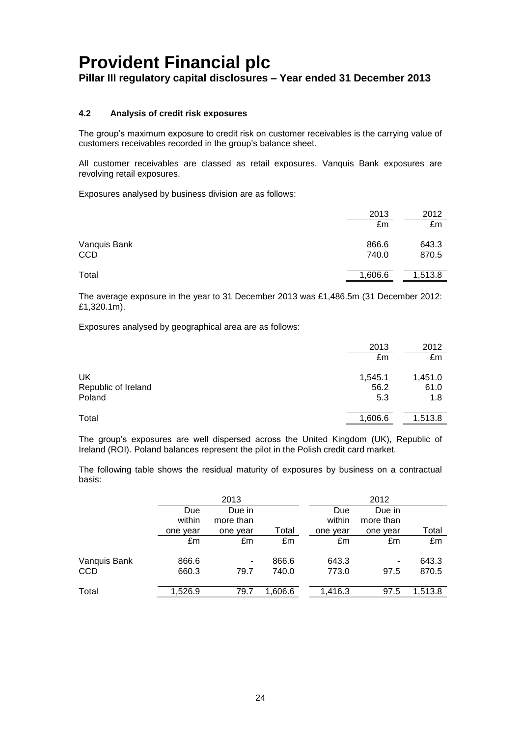### 4.2 Analysis of credit risk exposures

The group's maximum exposure to credit risk on customer receivables is the carrying value of customers receivables recorded in the group's balance sheet.

All customer receivables are classed as retail exposures. Vanquis Bank exposures are revolving retail exposures.

Exposures analysed by business division are as follows:

| | 2013 | 2012 |
|---|---|---|
| | £m | £m |
| Vanquis Bank | 866.6 | 643.3 |
| CCD | 740.0 | 870.5 |
| Total | 1,606.6 | 1,513.8 |

The average exposure in the year to 31 December 2013 was £1,486.5m (31 December 2012: £1,320.1m).

Exposures analysed by geographical area are as follows:

| | 2013 | 2012 |
|---|---|---|
| | £m | £m |
| UK | 1,545.1 | 1,451.0 |
| Republic of Ireland | 56.2 | 61.0 |
| Poland | 5.3 | 1.8 |
| Total | 1,606.6 | 1,513.8 |

The group's exposures are well dispersed across the United Kingdom (UK), Republic of Ireland (ROI). Poland balances represent the pilot in the Polish credit card market.

The following table shows the residual maturity of exposures by business on a contractual basis:

| | 2013 | | | 2012 | | |
|---|---|---|---|---|---|---|
| | Due within one year | Due in more than one year | Total | Due within one year | Due in more than one year | Total |
| | £m | £m | £m | £m | £m | £m |
| Vanquis Bank | 866.6 | - | 866.6 | 643.3 | - | 643.3 |
| CCD | 660.3 | 79.7 | 740.0 | 773.0 | 97.5 | 870.5 |
| Total | 1,526.9 | 79.7 | 1,606.6 | 1,416.3 | 97.5 | 1,513.8 |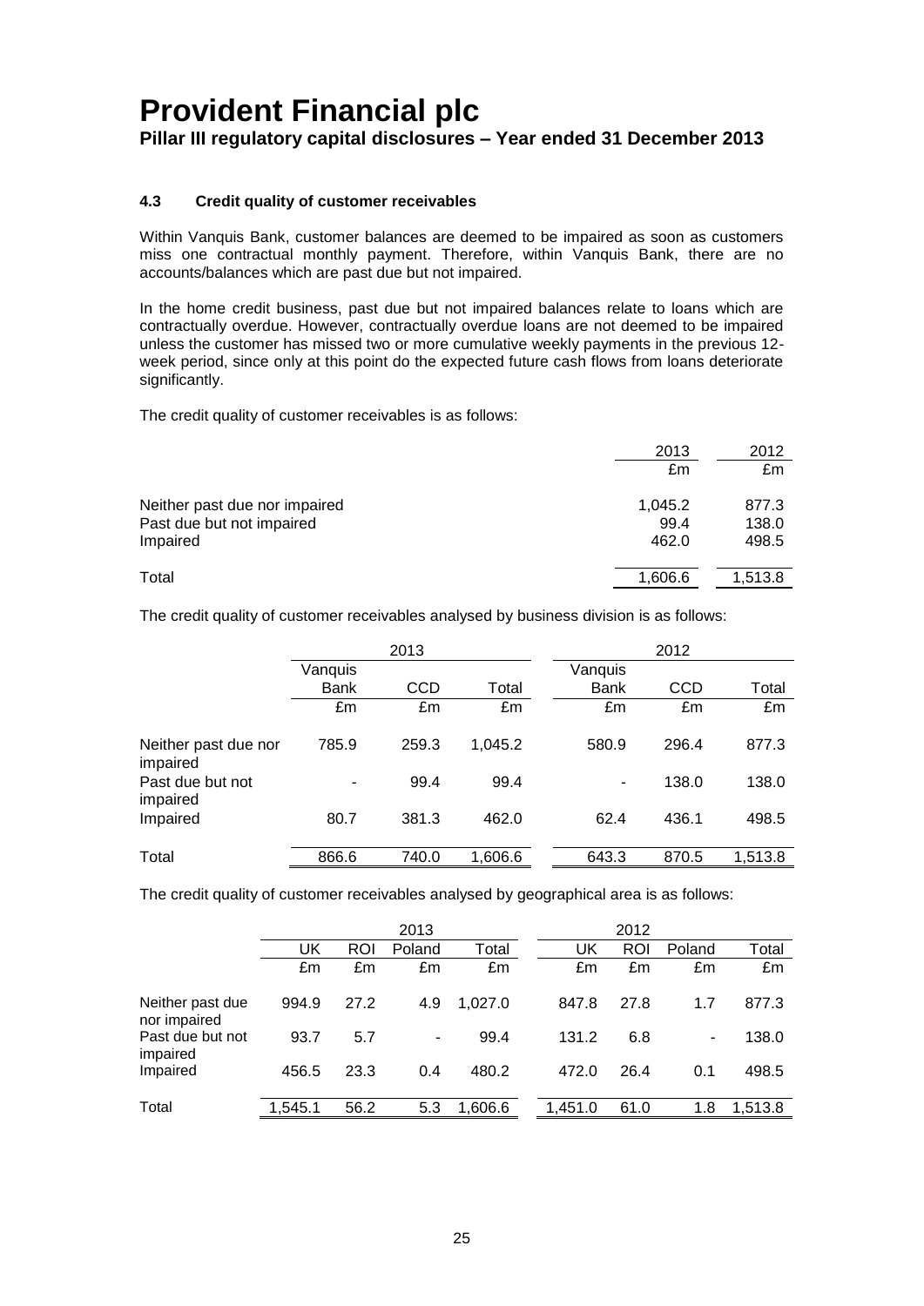### 4.3 Credit quality of customer receivables

Within Vanquis Bank, customer balances are deemed to be impaired as soon as customers miss one contractual monthly payment. Therefore, within Vanquis Bank, there are no accounts/balances which are past due but not impaired.

In the home credit business, past due but not impaired balances relate to loans which are contractually overdue. However, contractually overdue loans are not deemed to be impaired unless the customer has missed two or more cumulative weekly payments in the previous 12-week period, since only at this point do the expected future cash flows from loans deteriorate significantly.

The credit quality of customer receivables is as follows:

| | 2013 | 2012 |
|---|---|---|
| | £m | £m |
| Neither past due nor impaired | 1,045.2 | 877.3 |
| Past due but not impaired | 99.4 | 138.0 |
| Impaired | 462.0 | 498.5 |
| Total | 1,606.6 | 1,513.8 |

The credit quality of customer receivables analysed by business division is as follows:

| | 2013 | | | 2012 | | |
|---|---|---|---|---|---|---|
| | Vanquis Bank | CCD | Total | Vanquis Bank | CCD | Total |
| | £m | £m | £m | £m | £m | £m |
| Neither past due nor impaired | 785.9 | 259.3 | 1,045.2 | 580.9 | 296.4 | 877.3 |
| Past due but not impaired | - | 99.4 | 99.4 | - | 138.0 | 138.0 |
| Impaired | 80.7 | 381.3 | 462.0 | 62.4 | 436.1 | 498.5 |
| Total | 866.6 | 740.0 | 1,606.6 | 643.3 | 870.5 | 1,513.8 |

The credit quality of customer receivables analysed by geographical area is as follows:

| | 2013 | | | | 2012 | | | |
|---|---|---|---|---|---|---|---|---|
| | UK | ROI | Poland | Total | UK | ROI | Poland | Total |
| | £m | £m | £m | £m | £m | £m | £m | £m |
| Neither past due nor impaired | 994.9 | 27.2 | 4.9 | 1,027.0 | 847.8 | 27.8 | 1.7 | 877.3 |
| Past due but not impaired | 93.7 | 5.7 | - | 99.4 | 131.2 | 6.8 | - | 138.0 |
| Impaired | 456.5 | 23.3 | 0.4 | 480.2 | 472.0 | 26.4 | 0.1 | 498.5 |
| Total | 1,545.1 | 56.2 | 5.3 | 1,606.6 | 1,451.0 | 61.0 | 1.8 | 1,513.8 |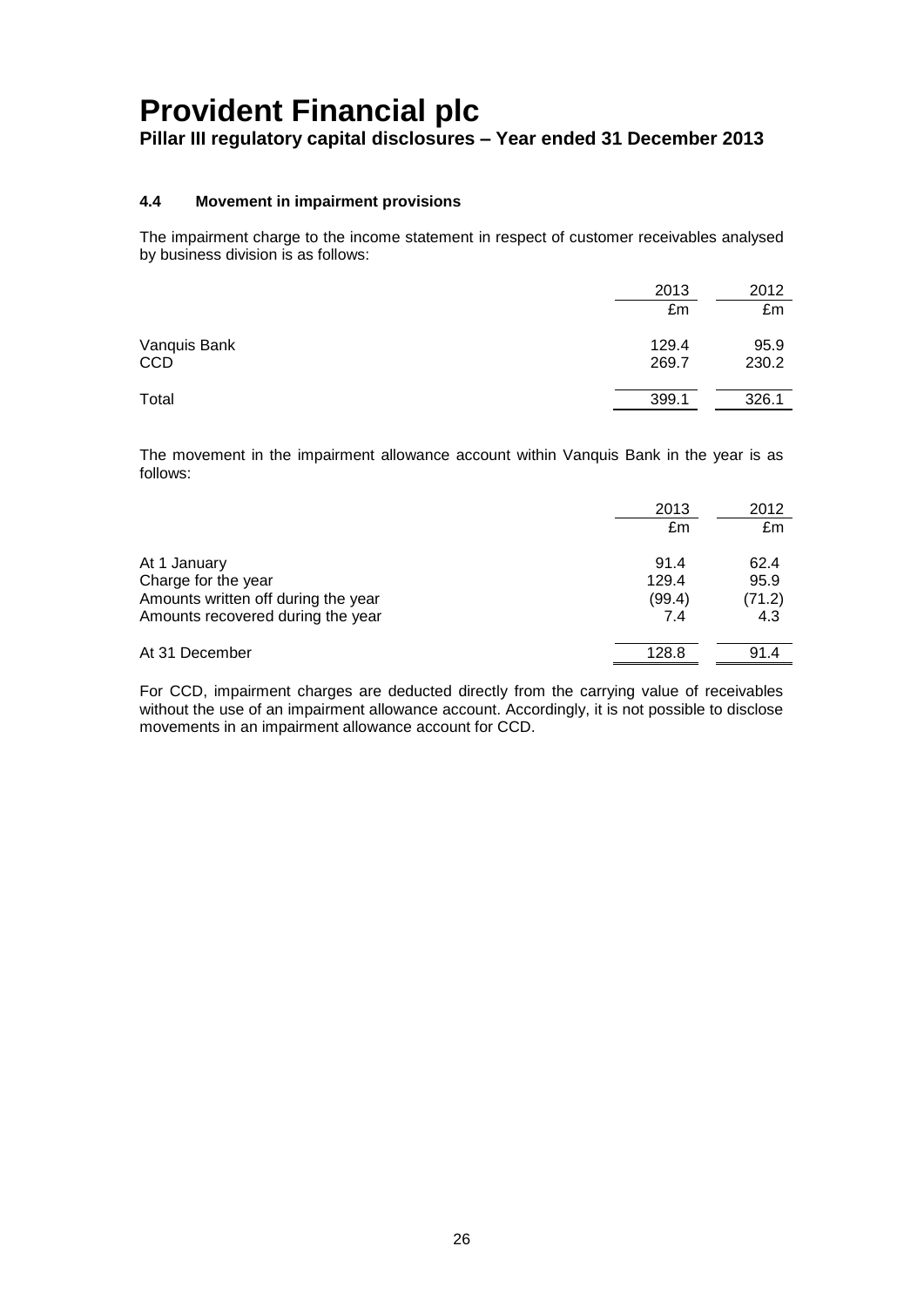### 4.4 Movement in impairment provisions

The impairment charge to the income statement in respect of customer receivables analysed by business division is as follows:

| | 2013 | 2012 |
|---|---|---|
| | £m | £m |
| Vanquis Bank | 129.4 | 95.9 |
| CCD | 269.7 | 230.2 |
| Total | 399.1 | 326.1 |

The movement in the impairment allowance account within Vanquis Bank in the year is as follows:

| | 2013 | 2012 |
|---|---|---|
| | £m | £m |
| At 1 January | 91.4 | 62.4 |
| Charge for the year | 129.4 | 95.9 |
| Amounts written off during the year | (99.4) | (71.2) |
| Amounts recovered during the year | 7.4 | 4.3 |
| At 31 December | 128.8 | 91.4 |

For CCD, impairment charges are deducted directly from the carrying value of receivables without the use of an impairment allowance account. Accordingly, it is not possible to disclose movements in an impairment allowance account for CCD.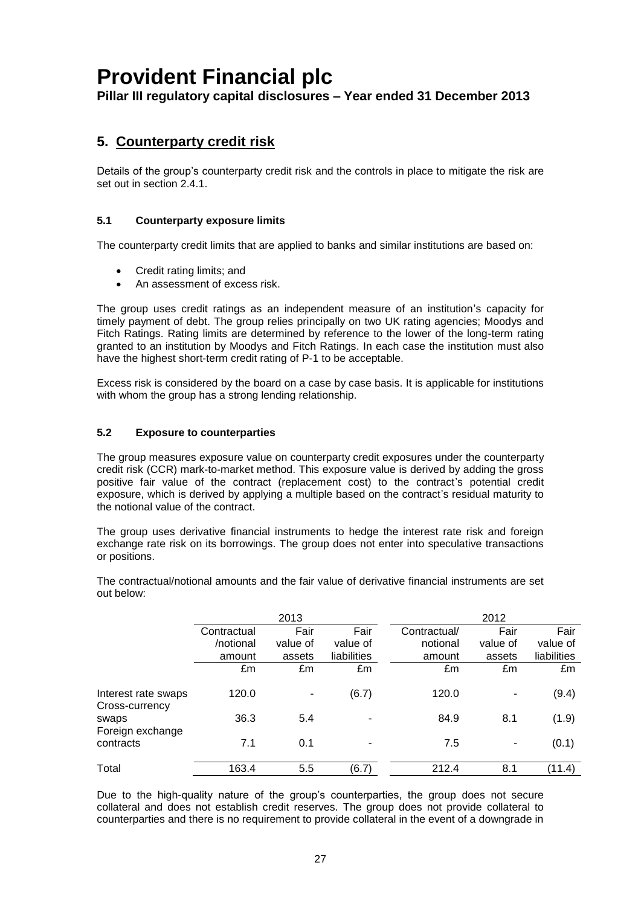# Provident Financial plc

**Pillar III regulatory capital disclosures – Year ended 31 December 2013**

## 5. Counterparty credit risk

Details of the group's counterparty credit risk and the controls in place to mitigate the risk are set out in section 2.4.1.

### 5.1 Counterparty exposure limits

The counterparty credit limits that are applied to banks and similar institutions are based on:

- Credit rating limits; and
- An assessment of excess risk.

The group uses credit ratings as an independent measure of an institution's capacity for timely payment of debt. The group relies principally on two UK rating agencies; Moodys and Fitch Ratings. Rating limits are determined by reference to the lower of the long-term rating granted to an institution by Moodys and Fitch Ratings. In each case the institution must also have the highest short-term credit rating of P-1 to be acceptable.

Excess risk is considered by the board on a case by case basis. It is applicable for institutions with whom the group has a strong lending relationship.

### 5.2 Exposure to counterparties

The group measures exposure value on counterparty credit exposures under the counterparty credit risk (CCR) mark-to-market method. This exposure value is derived by adding the gross positive fair value of the contract (replacement cost) to the contract's potential credit exposure, which is derived by applying a multiple based on the contract's residual maturity to the notional value of the contract.

The group uses derivative financial instruments to hedge the interest rate risk and foreign exchange rate risk on its borrowings. The group does not enter into speculative transactions or positions.

The contractual/notional amounts and the fair value of derivative financial instruments are set out below:

| | 2013 | | | 2012 | | |
|---|---|---|---|---|---|---|
| | Contractual /notional amount | Fair value of assets | Fair value of liabilities | Contractual/ notional amount | Fair value of assets | Fair value of liabilities |
| | £m | £m | £m | £m | £m | £m |
| Interest rate swaps | 120.0 | - | (6.7) | 120.0 | - | (9.4) |
| Cross-currency swaps | 36.3 | 5.4 | - | 84.9 | 8.1 | (1.9) |
| Foreign exchange contracts | 7.1 | 0.1 | - | 7.5 | - | (0.1) |
| Total | 163.4 | 5.5 | (6.7) | 212.4 | 8.1 | (11.4) |

Due to the high-quality nature of the group's counterparties, the group does not secure collateral and does not establish credit reserves. The group does not provide collateral to counterparties and there is no requirement to provide collateral in the event of a downgrade in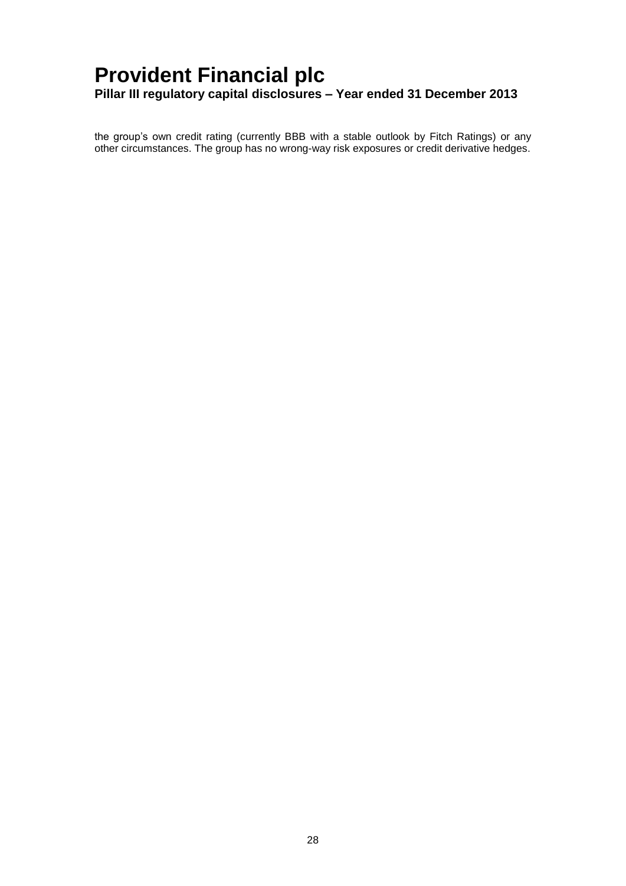the group's own credit rating (currently BBB with a stable outlook by Fitch Ratings) or any other circumstances. The group has no wrong-way risk exposures or credit derivative hedges.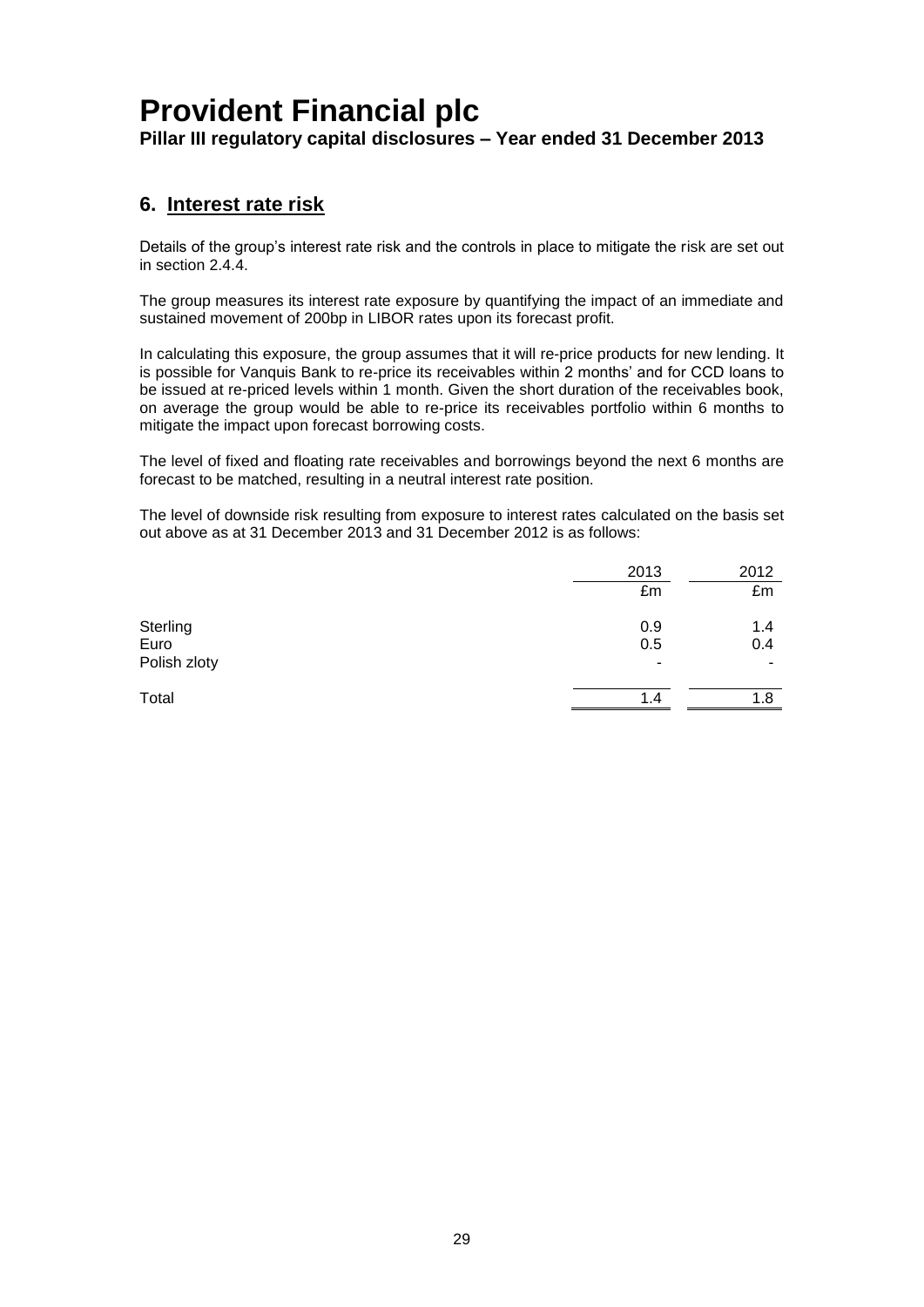## 6. Interest rate risk

Details of the group's interest rate risk and the controls in place to mitigate the risk are set out in section 2.4.4.

The group measures its interest rate exposure by quantifying the impact of an immediate and sustained movement of 200bp in LIBOR rates upon its forecast profit.

In calculating this exposure, the group assumes that it will re-price products for new lending. It is possible for Vanquis Bank to re-price its receivables within 2 months' and for CCD loans to be issued at re-priced levels within 1 month. Given the short duration of the receivables book, on average the group would be able to re-price its receivables portfolio within 6 months to mitigate the impact upon forecast borrowing costs.

The level of fixed and floating rate receivables and borrowings beyond the next 6 months are forecast to be matched, resulting in a neutral interest rate position.

The level of downside risk resulting from exposure to interest rates calculated on the basis set out above as at 31 December 2013 and 31 December 2012 is as follows:

| | 2013 | 2012 |
|---|---|---|
| | £m | £m |
| Sterling | 0.9 | 1.4 |
| Euro | 0.5 | 0.4 |
| Polish zloty | - | - |
| Total | 1.4 | 1.8 |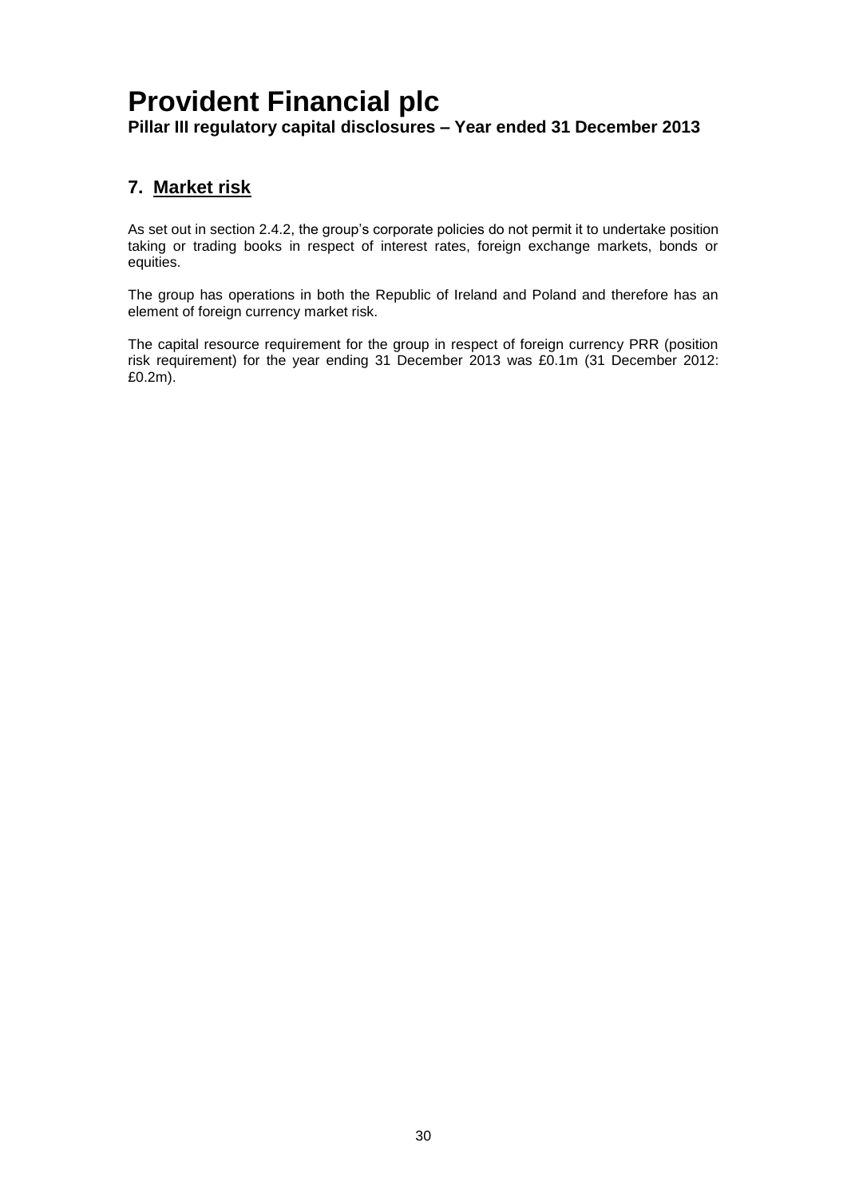## 7. Market risk

As set out in section 2.4.2, the group's corporate policies do not permit it to undertake position taking or trading books in respect of interest rates, foreign exchange markets, bonds or equities.

The group has operations in both the Republic of Ireland and Poland and therefore has an element of foreign currency market risk.

The capital resource requirement for the group in respect of foreign currency PRR (position risk requirement) for the year ending 31 December 2013 was £0.1m (31 December 2012: £0.2m).